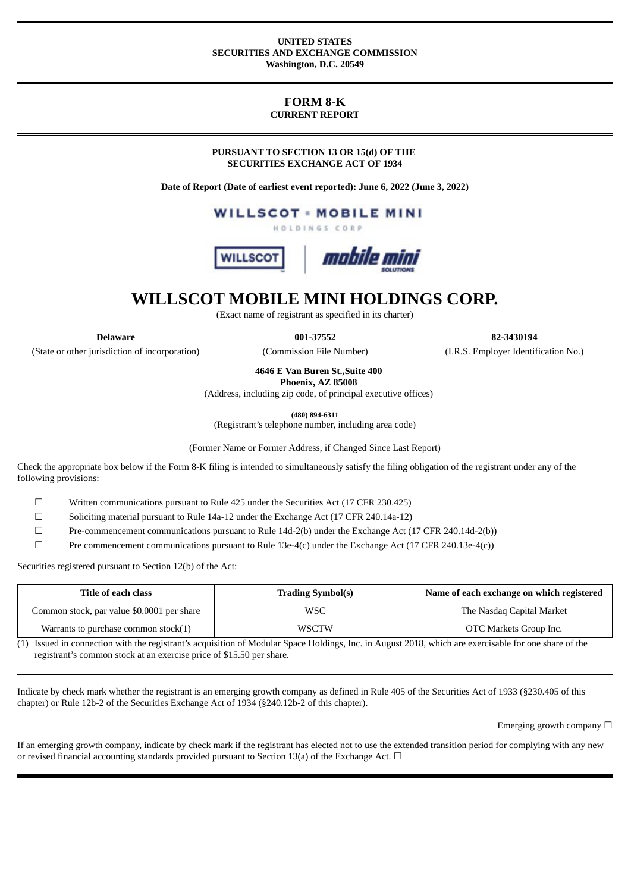**UNITED STATES**
**SECURITIES AND EXCHANGE COMMISSION**
**Washington, D.C. 20549**

# FORM 8-K

**CURRENT REPORT**

**PURSUANT TO SECTION 13 OR 15(d) OF THE SECURITIES EXCHANGE ACT OF 1934**

**Date of Report (Date of earliest event reported): June 6, 2022 (June 3, 2022)**

# WILLSCOT MOBILE MINI HOLDINGS CORP.

(Exact name of registrant as specified in its charter)

| **Delaware** | **001-37552** | **82-3430194** |
|---|---|---|
| (State or other jurisdiction of incorporation) | (Commission File Number) | (I.R.S. Employer Identification No.) |

**4646 E Van Buren St.,Suite 400**
**Phoenix, AZ 85008**
(Address, including zip code, of principal executive offices)

**(480) 894-6311**
(Registrant's telephone number, including area code)

(Former Name or Former Address, if Changed Since Last Report)

Check the appropriate box below if the Form 8-K filing is intended to simultaneously satisfy the filing obligation of the registrant under any of the following provisions:

☐ Written communications pursuant to Rule 425 under the Securities Act (17 CFR 230.425)

☐ Soliciting material pursuant to Rule 14a-12 under the Exchange Act (17 CFR 240.14a-12)

☐ Pre-commencement communications pursuant to Rule 14d-2(b) under the Exchange Act (17 CFR 240.14d-2(b))

☐ Pre commencement communications pursuant to Rule 13e-4(c) under the Exchange Act (17 CFR 240.13e-4(c))

Securities registered pursuant to Section 12(b) of the Act:

| Title of each class | Trading Symbol(s) | Name of each exchange on which registered |
|---|---|---|
| Common stock, par value $0.0001 per share | WSC | The Nasdaq Capital Market |
| Warrants to purchase common stock(1) | WSCTW | OTC Markets Group Inc. |

(1) Issued in connection with the registrant's acquisition of Modular Space Holdings, Inc. in August 2018, which are exercisable for one share of the registrant's common stock at an exercise price of $15.50 per share.

Indicate by check mark whether the registrant is an emerging growth company as defined in Rule 405 of the Securities Act of 1933 (§230.405 of this chapter) or Rule 12b-2 of the Securities Exchange Act of 1934 (§240.12b-2 of this chapter).

Emerging growth company ☐

If an emerging growth company, indicate by check mark if the registrant has elected not to use the extended transition period for complying with any new or revised financial accounting standards provided pursuant to Section 13(a) of the Exchange Act. ☐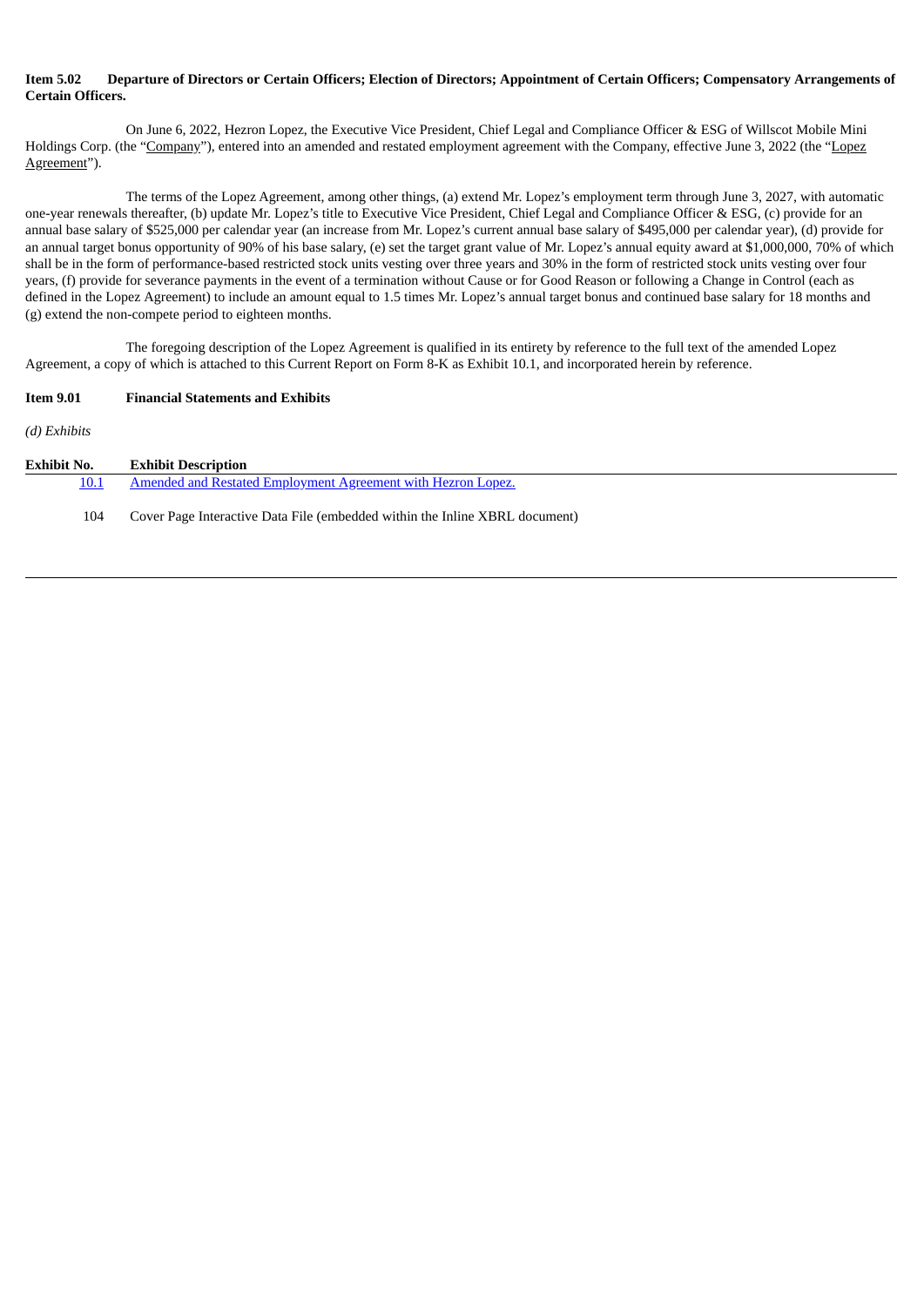**Item 5.02 Departure of Directors or Certain Officers; Election of Directors; Appointment of Certain Officers; Compensatory Arrangements of Certain Officers.**

On June 6, 2022, Hezron Lopez, the Executive Vice President, Chief Legal and Compliance Officer & ESG of Willscot Mobile Mini Holdings Corp. (the "Company"), entered into an amended and restated employment agreement with the Company, effective June 3, 2022 (the "Lopez Agreement").

The terms of the Lopez Agreement, among other things, (a) extend Mr. Lopez's employment term through June 3, 2027, with automatic one-year renewals thereafter, (b) update Mr. Lopez's title to Executive Vice President, Chief Legal and Compliance Officer & ESG, (c) provide for an annual base salary of $525,000 per calendar year (an increase from Mr. Lopez's current annual base salary of $495,000 per calendar year), (d) provide for an annual target bonus opportunity of 90% of his base salary, (e) set the target grant value of Mr. Lopez's annual equity award at $1,000,000, 70% of which shall be in the form of performance-based restricted stock units vesting over three years and 30% in the form of restricted stock units vesting over four years, (f) provide for severance payments in the event of a termination without Cause or for Good Reason or following a Change in Control (each as defined in the Lopez Agreement) to include an amount equal to 1.5 times Mr. Lopez's annual target bonus and continued base salary for 18 months and (g) extend the non-compete period to eighteen months.

The foregoing description of the Lopez Agreement is qualified in its entirety by reference to the full text of the amended Lopez Agreement, a copy of which is attached to this Current Report on Form 8-K as Exhibit 10.1, and incorporated herein by reference.

**Item 9.01 Financial Statements and Exhibits**

*(d) Exhibits*

| Exhibit No. | Exhibit Description |
|---|---|
| 10.1 | Amended and Restated Employment Agreement with Hezron Lopez. |
| 104 | Cover Page Interactive Data File (embedded within the Inline XBRL document) |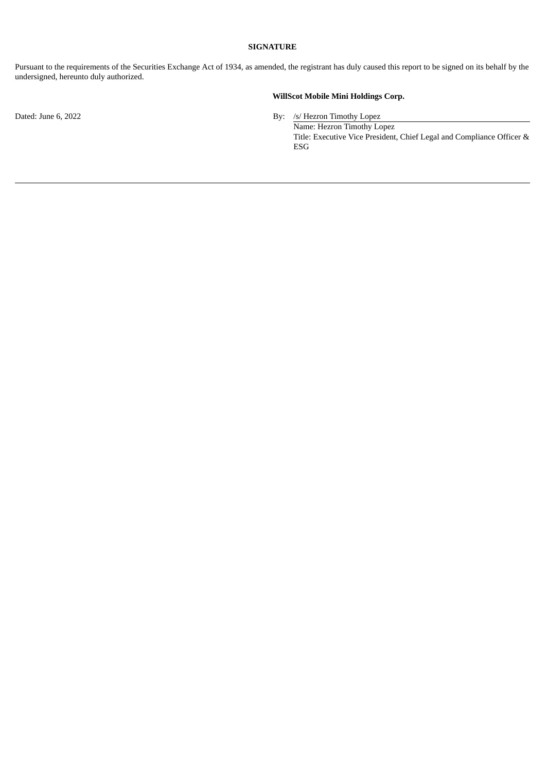**SIGNATURE**

Pursuant to the requirements of the Securities Exchange Act of 1934, as amended, the registrant has duly caused this report to be signed on its behalf by the undersigned, hereunto duly authorized.

**WillScot Mobile Mini Holdings Corp.**

Dated: June 6, 2022

By: /s/ Hezron Timothy Lopez

Name: Hezron Timothy Lopez

Title: Executive Vice President, Chief Legal and Compliance Officer & ESG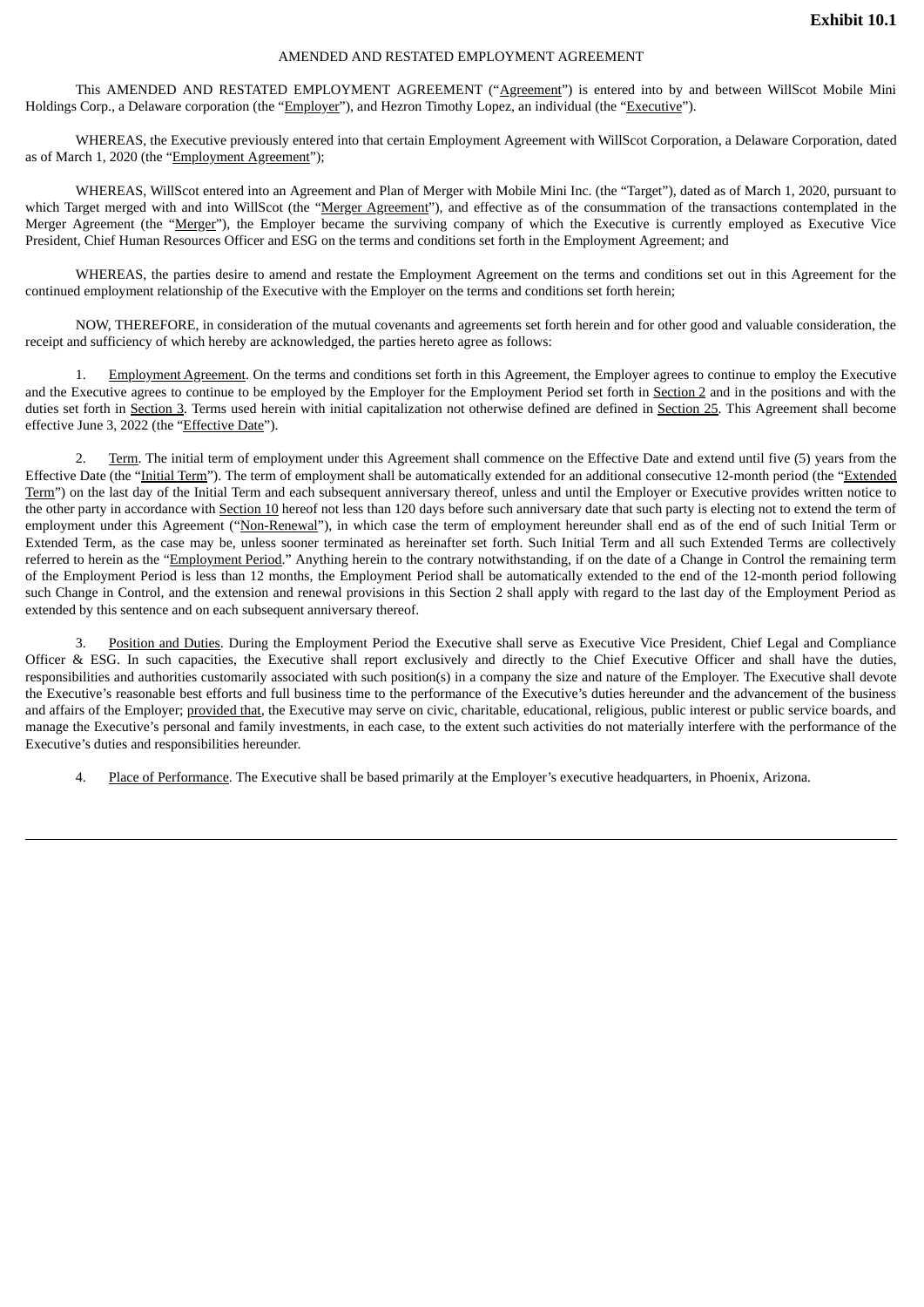**Exhibit 10.1**

AMENDED AND RESTATED EMPLOYMENT AGREEMENT

This AMENDED AND RESTATED EMPLOYMENT AGREEMENT ("Agreement") is entered into by and between WillScot Mobile Mini Holdings Corp., a Delaware corporation (the "Employer"), and Hezron Timothy Lopez, an individual (the "Executive").

WHEREAS, the Executive previously entered into that certain Employment Agreement with WillScot Corporation, a Delaware Corporation, dated as of March 1, 2020 (the "Employment Agreement");

WHEREAS, WillScot entered into an Agreement and Plan of Merger with Mobile Mini Inc. (the "Target"), dated as of March 1, 2020, pursuant to which Target merged with and into WillScot (the "Merger Agreement"), and effective as of the consummation of the transactions contemplated in the Merger Agreement (the "Merger"), the Employer became the surviving company of which the Executive is currently employed as Executive Vice President, Chief Human Resources Officer and ESG on the terms and conditions set forth in the Employment Agreement; and

WHEREAS, the parties desire to amend and restate the Employment Agreement on the terms and conditions set out in this Agreement for the continued employment relationship of the Executive with the Employer on the terms and conditions set forth herein;

NOW, THEREFORE, in consideration of the mutual covenants and agreements set forth herein and for other good and valuable consideration, the receipt and sufficiency of which hereby are acknowledged, the parties hereto agree as follows:

1. Employment Agreement. On the terms and conditions set forth in this Agreement, the Employer agrees to continue to employ the Executive and the Executive agrees to continue to be employed by the Employer for the Employment Period set forth in Section 2 and in the positions and with the duties set forth in Section 3. Terms used herein with initial capitalization not otherwise defined are defined in Section 25. This Agreement shall become effective June 3, 2022 (the "Effective Date").

2. Term. The initial term of employment under this Agreement shall commence on the Effective Date and extend until five (5) years from the Effective Date (the "Initial Term"). The term of employment shall be automatically extended for an additional consecutive 12-month period (the "Extended Term") on the last day of the Initial Term and each subsequent anniversary thereof, unless and until the Employer or Executive provides written notice to the other party in accordance with Section 10 hereof not less than 120 days before such anniversary date that such party is electing not to extend the term of employment under this Agreement ("Non-Renewal"), in which case the term of employment hereunder shall end as of the end of such Initial Term or Extended Term, as the case may be, unless sooner terminated as hereinafter set forth. Such Initial Term and all such Extended Terms are collectively referred to herein as the "Employment Period." Anything herein to the contrary notwithstanding, if on the date of a Change in Control the remaining term of the Employment Period is less than 12 months, the Employment Period shall be automatically extended to the end of the 12-month period following such Change in Control, and the extension and renewal provisions in this Section 2 shall apply with regard to the last day of the Employment Period as extended by this sentence and on each subsequent anniversary thereof.

3. Position and Duties. During the Employment Period the Executive shall serve as Executive Vice President, Chief Legal and Compliance Officer & ESG. In such capacities, the Executive shall report exclusively and directly to the Chief Executive Officer and shall have the duties, responsibilities and authorities customarily associated with such position(s) in a company the size and nature of the Employer. The Executive shall devote the Executive's reasonable best efforts and full business time to the performance of the Executive's duties hereunder and the advancement of the business and affairs of the Employer; provided that, the Executive may serve on civic, charitable, educational, religious, public interest or public service boards, and manage the Executive's personal and family investments, in each case, to the extent such activities do not materially interfere with the performance of the Executive's duties and responsibilities hereunder.

4. Place of Performance. The Executive shall be based primarily at the Employer's executive headquarters, in Phoenix, Arizona.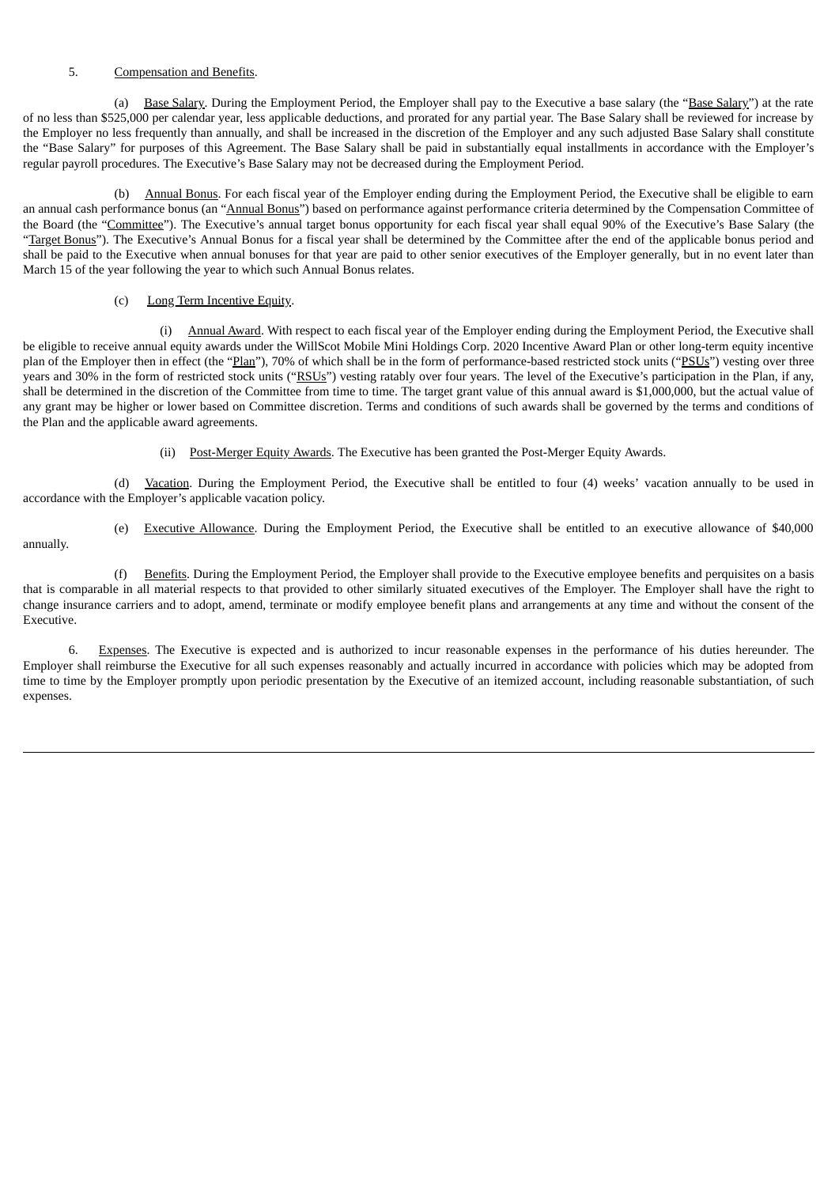5. Compensation and Benefits.

(a) Base Salary. During the Employment Period, the Employer shall pay to the Executive a base salary (the "Base Salary") at the rate of no less than $525,000 per calendar year, less applicable deductions, and prorated for any partial year. The Base Salary shall be reviewed for increase by the Employer no less frequently than annually, and shall be increased in the discretion of the Employer and any such adjusted Base Salary shall constitute the "Base Salary" for purposes of this Agreement. The Base Salary shall be paid in substantially equal installments in accordance with the Employer's regular payroll procedures. The Executive's Base Salary may not be decreased during the Employment Period.

(b) Annual Bonus. For each fiscal year of the Employer ending during the Employment Period, the Executive shall be eligible to earn an annual cash performance bonus (an "Annual Bonus") based on performance against performance criteria determined by the Compensation Committee of the Board (the "Committee"). The Executive's annual target bonus opportunity for each fiscal year shall equal 90% of the Executive's Base Salary (the "Target Bonus"). The Executive's Annual Bonus for a fiscal year shall be determined by the Committee after the end of the applicable bonus period and shall be paid to the Executive when annual bonuses for that year are paid to other senior executives of the Employer generally, but in no event later than March 15 of the year following the year to which such Annual Bonus relates.

(c) Long Term Incentive Equity.

(i) Annual Award. With respect to each fiscal year of the Employer ending during the Employment Period, the Executive shall be eligible to receive annual equity awards under the WillScot Mobile Mini Holdings Corp. 2020 Incentive Award Plan or other long-term equity incentive plan of the Employer then in effect (the "Plan"), 70% of which shall be in the form of performance-based restricted stock units ("PSUs") vesting over three years and 30% in the form of restricted stock units ("RSUs") vesting ratably over four years. The level of the Executive's participation in the Plan, if any, shall be determined in the discretion of the Committee from time to time. The target grant value of this annual award is $1,000,000, but the actual value of any grant may be higher or lower based on Committee discretion. Terms and conditions of such awards shall be governed by the terms and conditions of the Plan and the applicable award agreements.

(ii) Post-Merger Equity Awards. The Executive has been granted the Post-Merger Equity Awards.

(d) Vacation. During the Employment Period, the Executive shall be entitled to four (4) weeks' vacation annually to be used in accordance with the Employer's applicable vacation policy.

(e) Executive Allowance. During the Employment Period, the Executive shall be entitled to an executive allowance of $40,000 annually.

(f) Benefits. During the Employment Period, the Employer shall provide to the Executive employee benefits and perquisites on a basis that is comparable in all material respects to that provided to other similarly situated executives of the Employer. The Employer shall have the right to change insurance carriers and to adopt, amend, terminate or modify employee benefit plans and arrangements at any time and without the consent of the Executive.

6. Expenses. The Executive is expected and is authorized to incur reasonable expenses in the performance of his duties hereunder. The Employer shall reimburse the Executive for all such expenses reasonably and actually incurred in accordance with policies which may be adopted from time to time by the Employer promptly upon periodic presentation by the Executive of an itemized account, including reasonable substantiation, of such expenses.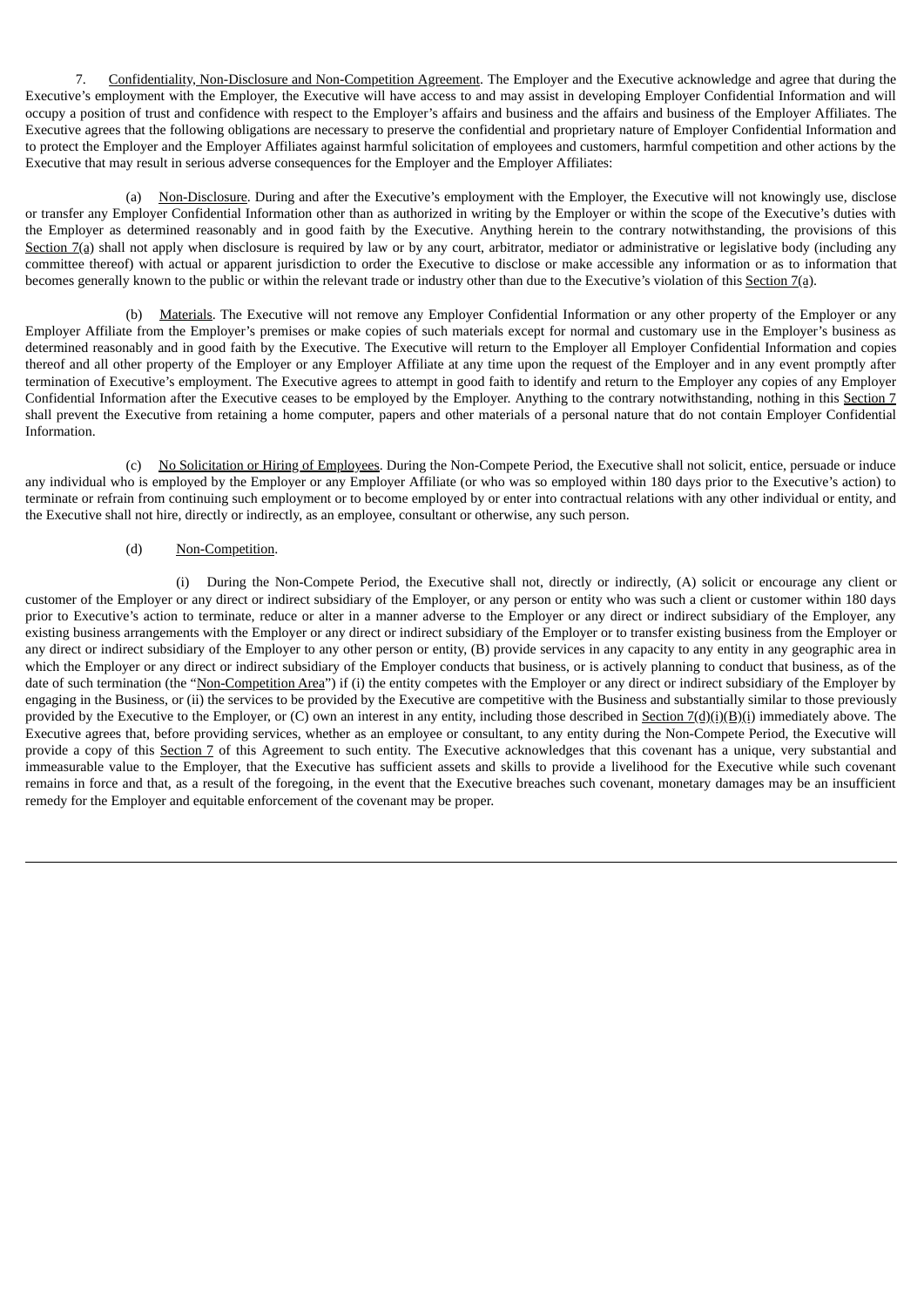7. Confidentiality, Non-Disclosure and Non-Competition Agreement. The Employer and the Executive acknowledge and agree that during the Executive's employment with the Employer, the Executive will have access to and may assist in developing Employer Confidential Information and will occupy a position of trust and confidence with respect to the Employer's affairs and business and the affairs and business of the Employer Affiliates. The Executive agrees that the following obligations are necessary to preserve the confidential and proprietary nature of Employer Confidential Information and to protect the Employer and the Employer Affiliates against harmful solicitation of employees and customers, harmful competition and other actions by the Executive that may result in serious adverse consequences for the Employer and the Employer Affiliates:

(a) Non-Disclosure. During and after the Executive's employment with the Employer, the Executive will not knowingly use, disclose or transfer any Employer Confidential Information other than as authorized in writing by the Employer or within the scope of the Executive's duties with the Employer as determined reasonably and in good faith by the Executive. Anything herein to the contrary notwithstanding, the provisions of this Section 7(a) shall not apply when disclosure is required by law or by any court, arbitrator, mediator or administrative or legislative body (including any committee thereof) with actual or apparent jurisdiction to order the Executive to disclose or make accessible any information or as to information that becomes generally known to the public or within the relevant trade or industry other than due to the Executive's violation of this Section 7(a).

(b) Materials. The Executive will not remove any Employer Confidential Information or any other property of the Employer or any Employer Affiliate from the Employer's premises or make copies of such materials except for normal and customary use in the Employer's business as determined reasonably and in good faith by the Executive. The Executive will return to the Employer all Employer Confidential Information and copies thereof and all other property of the Employer or any Employer Affiliate at any time upon the request of the Employer and in any event promptly after termination of Executive's employment. The Executive agrees to attempt in good faith to identify and return to the Employer any copies of any Employer Confidential Information after the Executive ceases to be employed by the Employer. Anything to the contrary notwithstanding, nothing in this Section 7 shall prevent the Executive from retaining a home computer, papers and other materials of a personal nature that do not contain Employer Confidential Information.

(c) No Solicitation or Hiring of Employees. During the Non-Compete Period, the Executive shall not solicit, entice, persuade or induce any individual who is employed by the Employer or any Employer Affiliate (or who was so employed within 180 days prior to the Executive's action) to terminate or refrain from continuing such employment or to become employed by or enter into contractual relations with any other individual or entity, and the Executive shall not hire, directly or indirectly, as an employee, consultant or otherwise, any such person.

(d) Non-Competition.

(i) During the Non-Compete Period, the Executive shall not, directly or indirectly, (A) solicit or encourage any client or customer of the Employer or any direct or indirect subsidiary of the Employer, or any person or entity who was such a client or customer within 180 days prior to Executive's action to terminate, reduce or alter in a manner adverse to the Employer or any direct or indirect subsidiary of the Employer, any existing business arrangements with the Employer or any direct or indirect subsidiary of the Employer or to transfer existing business from the Employer or any direct or indirect subsidiary of the Employer to any other person or entity, (B) provide services in any capacity to any entity in any geographic area in which the Employer or any direct or indirect subsidiary of the Employer conducts that business, or is actively planning to conduct that business, as of the date of such termination (the "Non-Competition Area") if (i) the entity competes with the Employer or any direct or indirect subsidiary of the Employer by engaging in the Business, or (ii) the services to be provided by the Executive are competitive with the Business and substantially similar to those previously provided by the Executive to the Employer, or (C) own an interest in any entity, including those described in Section 7(d)(i)(B)(i) immediately above. The Executive agrees that, before providing services, whether as an employee or consultant, to any entity during the Non-Compete Period, the Executive will provide a copy of this Section 7 of this Agreement to such entity. The Executive acknowledges that this covenant has a unique, very substantial and immeasurable value to the Employer, that the Executive has sufficient assets and skills to provide a livelihood for the Executive while such covenant remains in force and that, as a result of the foregoing, in the event that the Executive breaches such covenant, monetary damages may be an insufficient remedy for the Employer and equitable enforcement of the covenant may be proper.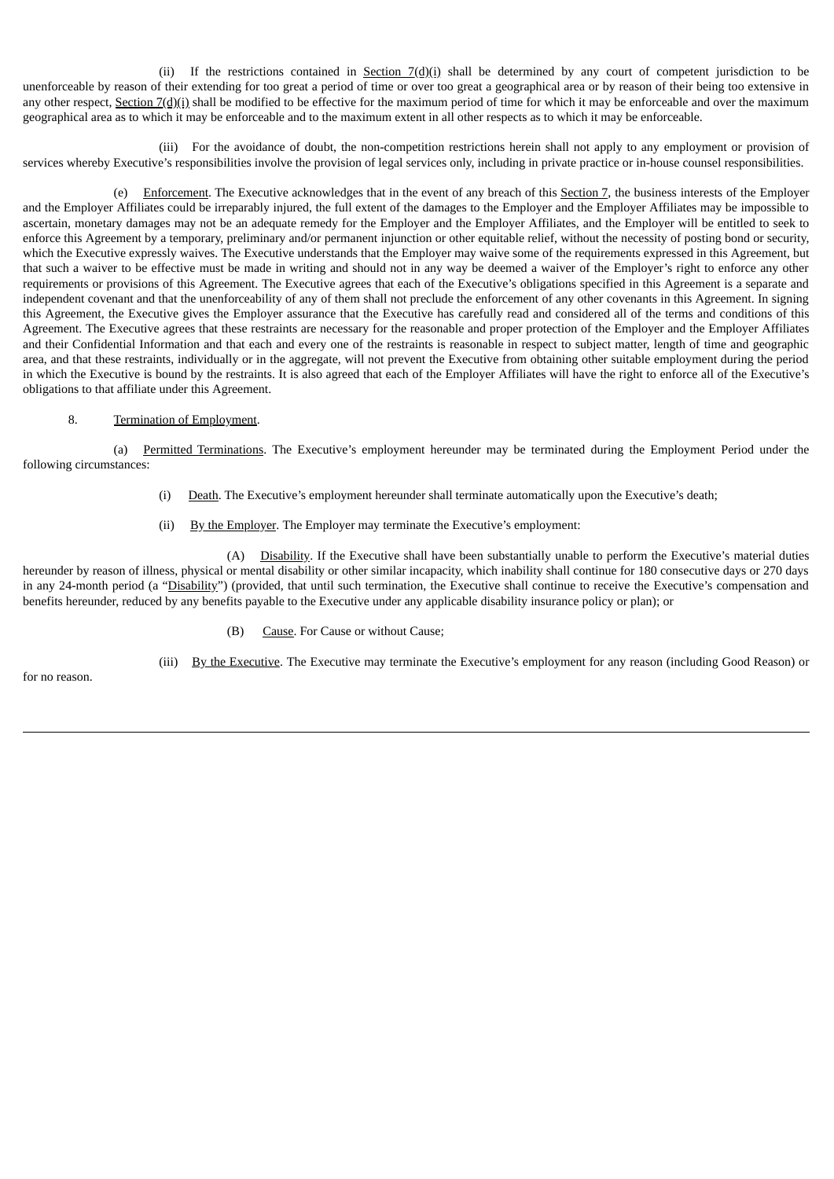(ii) If the restrictions contained in Section 7(d)(i) shall be determined by any court of competent jurisdiction to be unenforceable by reason of their extending for too great a period of time or over too great a geographical area or by reason of their being too extensive in any other respect, Section 7(d)(i) shall be modified to be effective for the maximum period of time for which it may be enforceable and over the maximum geographical area as to which it may be enforceable and to the maximum extent in all other respects as to which it may be enforceable.

(iii) For the avoidance of doubt, the non-competition restrictions herein shall not apply to any employment or provision of services whereby Executive's responsibilities involve the provision of legal services only, including in private practice or in-house counsel responsibilities.

(e) Enforcement. The Executive acknowledges that in the event of any breach of this Section 7, the business interests of the Employer and the Employer Affiliates could be irreparably injured, the full extent of the damages to the Employer and the Employer Affiliates may be impossible to ascertain, monetary damages may not be an adequate remedy for the Employer and the Employer Affiliates, and the Employer will be entitled to seek to enforce this Agreement by a temporary, preliminary and/or permanent injunction or other equitable relief, without the necessity of posting bond or security, which the Executive expressly waives. The Executive understands that the Employer may waive some of the requirements expressed in this Agreement, but that such a waiver to be effective must be made in writing and should not in any way be deemed a waiver of the Employer's right to enforce any other requirements or provisions of this Agreement. The Executive agrees that each of the Executive's obligations specified in this Agreement is a separate and independent covenant and that the unenforceability of any of them shall not preclude the enforcement of any other covenants in this Agreement. In signing this Agreement, the Executive gives the Employer assurance that the Executive has carefully read and considered all of the terms and conditions of this Agreement. The Executive agrees that these restraints are necessary for the reasonable and proper protection of the Employer and the Employer Affiliates and their Confidential Information and that each and every one of the restraints is reasonable in respect to subject matter, length of time and geographic area, and that these restraints, individually or in the aggregate, will not prevent the Executive from obtaining other suitable employment during the period in which the Executive is bound by the restraints. It is also agreed that each of the Employer Affiliates will have the right to enforce all of the Executive's obligations to that affiliate under this Agreement.

8. Termination of Employment.

(a) Permitted Terminations. The Executive's employment hereunder may be terminated during the Employment Period under the following circumstances:

(i) Death. The Executive's employment hereunder shall terminate automatically upon the Executive's death;

(ii) By the Employer. The Employer may terminate the Executive's employment:

(A) Disability. If the Executive shall have been substantially unable to perform the Executive's material duties hereunder by reason of illness, physical or mental disability or other similar incapacity, which inability shall continue for 180 consecutive days or 270 days in any 24-month period (a "Disability") (provided, that until such termination, the Executive shall continue to receive the Executive's compensation and benefits hereunder, reduced by any benefits payable to the Executive under any applicable disability insurance policy or plan); or

(B) Cause. For Cause or without Cause;

(iii) By the Executive. The Executive may terminate the Executive's employment for any reason (including Good Reason) or for no reason.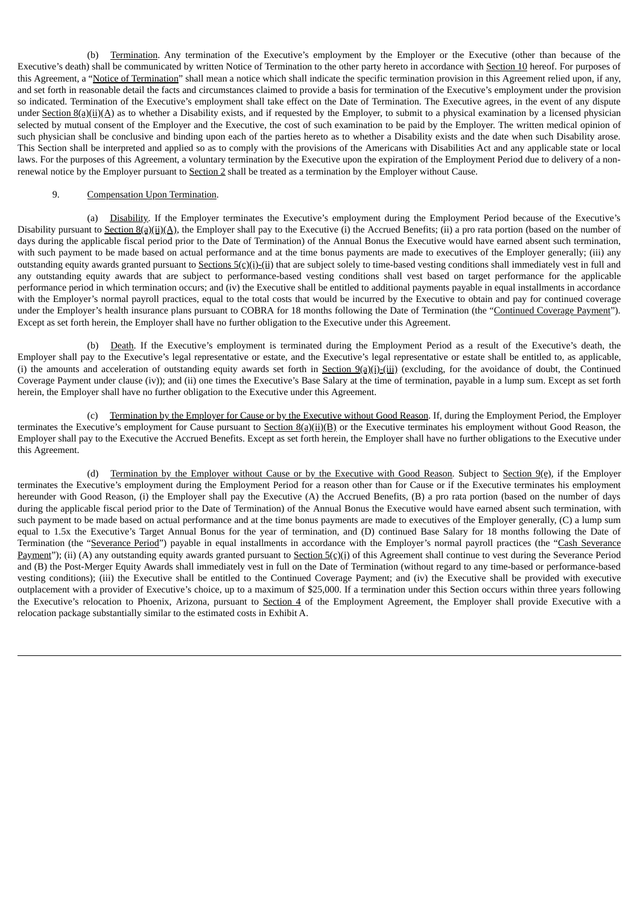(b) Termination. Any termination of the Executive's employment by the Employer or the Executive (other than because of the Executive's death) shall be communicated by written Notice of Termination to the other party hereto in accordance with Section 10 hereof. For purposes of this Agreement, a "Notice of Termination" shall mean a notice which shall indicate the specific termination provision in this Agreement relied upon, if any, and set forth in reasonable detail the facts and circumstances claimed to provide a basis for termination of the Executive's employment under the provision so indicated. Termination of the Executive's employment shall take effect on the Date of Termination. The Executive agrees, in the event of any dispute under Section 8(a)(ii)(A) as to whether a Disability exists, and if requested by the Employer, to submit to a physical examination by a licensed physician selected by mutual consent of the Employer and the Executive, the cost of such examination to be paid by the Employer. The written medical opinion of such physician shall be conclusive and binding upon each of the parties hereto as to whether a Disability exists and the date when such Disability arose. This Section shall be interpreted and applied so as to comply with the provisions of the Americans with Disabilities Act and any applicable state or local laws. For the purposes of this Agreement, a voluntary termination by the Executive upon the expiration of the Employment Period due to delivery of a non-renewal notice by the Employer pursuant to Section 2 shall be treated as a termination by the Employer without Cause.

9. Compensation Upon Termination.

(a) Disability. If the Employer terminates the Executive's employment during the Employment Period because of the Executive's Disability pursuant to Section 8(a)(ii)(A), the Employer shall pay to the Executive (i) the Accrued Benefits; (ii) a pro rata portion (based on the number of days during the applicable fiscal period prior to the Date of Termination) of the Annual Bonus the Executive would have earned absent such termination, with such payment to be made based on actual performance and at the time bonus payments are made to executives of the Employer generally; (iii) any outstanding equity awards granted pursuant to Sections 5(c)(i)-(ii) that are subject solely to time-based vesting conditions shall immediately vest in full and any outstanding equity awards that are subject to performance-based vesting conditions shall vest based on target performance for the applicable performance period in which termination occurs; and (iv) the Executive shall be entitled to additional payments payable in equal installments in accordance with the Employer's normal payroll practices, equal to the total costs that would be incurred by the Executive to obtain and pay for continued coverage under the Employer's health insurance plans pursuant to COBRA for 18 months following the Date of Termination (the "Continued Coverage Payment"). Except as set forth herein, the Employer shall have no further obligation to the Executive under this Agreement.

(b) Death. If the Executive's employment is terminated during the Employment Period as a result of the Executive's death, the Employer shall pay to the Executive's legal representative or estate, and the Executive's legal representative or estate shall be entitled to, as applicable, (i) the amounts and acceleration of outstanding equity awards set forth in Section 9(a)(i)-(iii) (excluding, for the avoidance of doubt, the Continued Coverage Payment under clause (iv)); and (ii) one times the Executive's Base Salary at the time of termination, payable in a lump sum. Except as set forth herein, the Employer shall have no further obligation to the Executive under this Agreement.

(c) Termination by the Employer for Cause or by the Executive without Good Reason. If, during the Employment Period, the Employer terminates the Executive's employment for Cause pursuant to Section 8(a)(ii)(B) or the Executive terminates his employment without Good Reason, the Employer shall pay to the Executive the Accrued Benefits. Except as set forth herein, the Employer shall have no further obligations to the Executive under this Agreement.

(d) Termination by the Employer without Cause or by the Executive with Good Reason. Subject to Section 9(e), if the Employer terminates the Executive's employment during the Employment Period for a reason other than for Cause or if the Executive terminates his employment hereunder with Good Reason, (i) the Employer shall pay the Executive (A) the Accrued Benefits, (B) a pro rata portion (based on the number of days during the applicable fiscal period prior to the Date of Termination) of the Annual Bonus the Executive would have earned absent such termination, with such payment to be made based on actual performance and at the time bonus payments are made to executives of the Employer generally, (C) a lump sum equal to 1.5x the Executive's Target Annual Bonus for the year of termination, and (D) continued Base Salary for 18 months following the Date of Termination (the "Severance Period") payable in equal installments in accordance with the Employer's normal payroll practices (the "Cash Severance Payment"); (ii) (A) any outstanding equity awards granted pursuant to Section 5(c)(i) of this Agreement shall continue to vest during the Severance Period and (B) the Post-Merger Equity Awards shall immediately vest in full on the Date of Termination (without regard to any time-based or performance-based vesting conditions); (iii) the Executive shall be entitled to the Continued Coverage Payment; and (iv) the Executive shall be provided with executive outplacement with a provider of Executive's choice, up to a maximum of $25,000. If a termination under this Section occurs within three years following the Executive's relocation to Phoenix, Arizona, pursuant to Section 4 of the Employment Agreement, the Employer shall provide Executive with a relocation package substantially similar to the estimated costs in Exhibit A.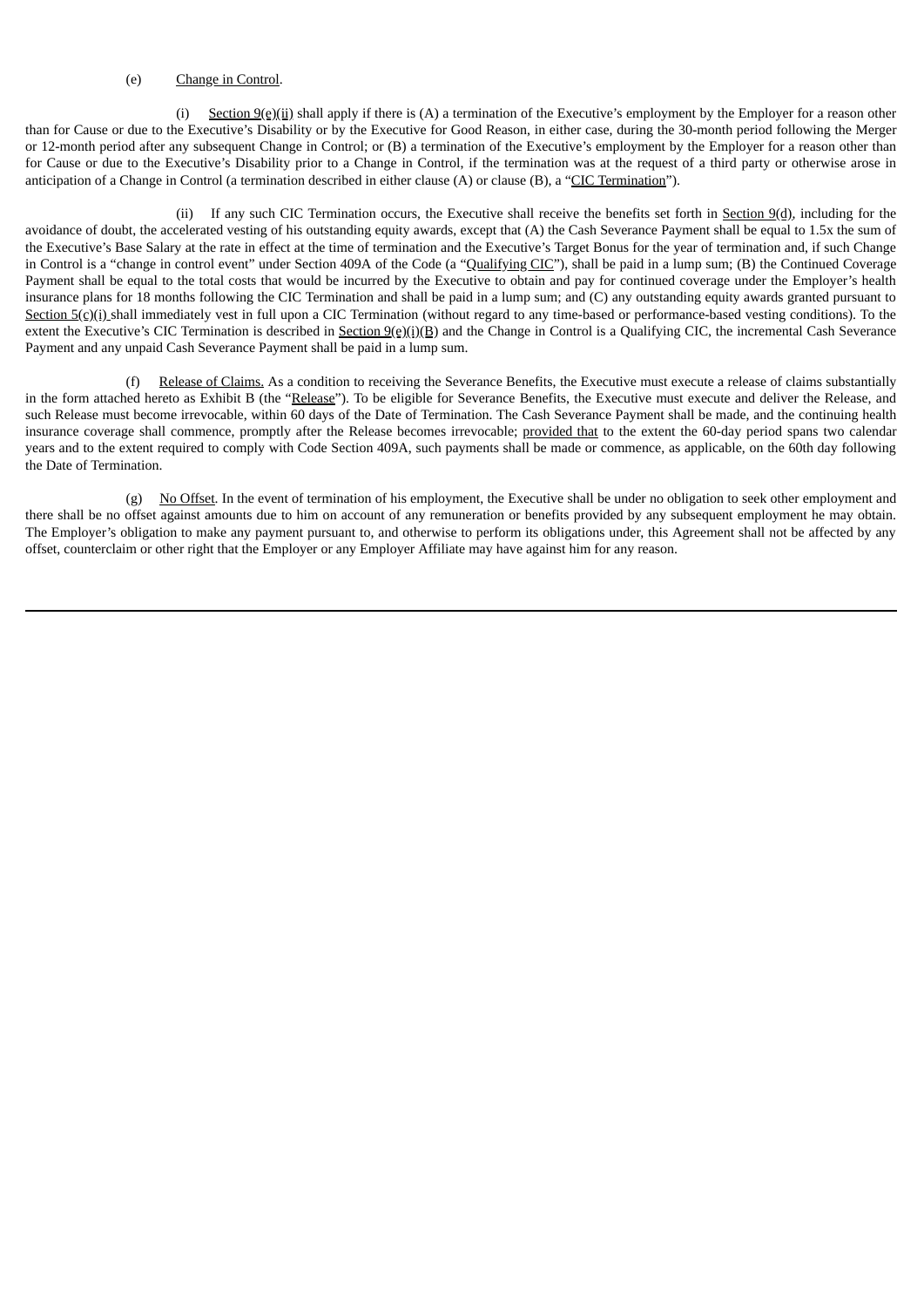(e) Change in Control.

(i) Section 9(e)(ii) shall apply if there is (A) a termination of the Executive's employment by the Employer for a reason other than for Cause or due to the Executive's Disability or by the Executive for Good Reason, in either case, during the 30-month period following the Merger or 12-month period after any subsequent Change in Control; or (B) a termination of the Executive's employment by the Employer for a reason other than for Cause or due to the Executive's Disability prior to a Change in Control, if the termination was at the request of a third party or otherwise arose in anticipation of a Change in Control (a termination described in either clause (A) or clause (B), a "CIC Termination").

(ii) If any such CIC Termination occurs, the Executive shall receive the benefits set forth in Section 9(d), including for the avoidance of doubt, the accelerated vesting of his outstanding equity awards, except that (A) the Cash Severance Payment shall be equal to 1.5x the sum of the Executive's Base Salary at the rate in effect at the time of termination and the Executive's Target Bonus for the year of termination and, if such Change in Control is a "change in control event" under Section 409A of the Code (a "Qualifying CIC"), shall be paid in a lump sum; (B) the Continued Coverage Payment shall be equal to the total costs that would be incurred by the Executive to obtain and pay for continued coverage under the Employer's health insurance plans for 18 months following the CIC Termination and shall be paid in a lump sum; and (C) any outstanding equity awards granted pursuant to Section 5(c)(i) shall immediately vest in full upon a CIC Termination (without regard to any time-based or performance-based vesting conditions). To the extent the Executive's CIC Termination is described in Section 9(e)(i)(B) and the Change in Control is a Qualifying CIC, the incremental Cash Severance Payment and any unpaid Cash Severance Payment shall be paid in a lump sum.

(f) Release of Claims. As a condition to receiving the Severance Benefits, the Executive must execute a release of claims substantially in the form attached hereto as Exhibit B (the "Release"). To be eligible for Severance Benefits, the Executive must execute and deliver the Release, and such Release must become irrevocable, within 60 days of the Date of Termination. The Cash Severance Payment shall be made, and the continuing health insurance coverage shall commence, promptly after the Release becomes irrevocable; provided that to the extent the 60-day period spans two calendar years and to the extent required to comply with Code Section 409A, such payments shall be made or commence, as applicable, on the 60th day following the Date of Termination.

(g) No Offset. In the event of termination of his employment, the Executive shall be under no obligation to seek other employment and there shall be no offset against amounts due to him on account of any remuneration or benefits provided by any subsequent employment he may obtain. The Employer's obligation to make any payment pursuant to, and otherwise to perform its obligations under, this Agreement shall not be affected by any offset, counterclaim or other right that the Employer or any Employer Affiliate may have against him for any reason.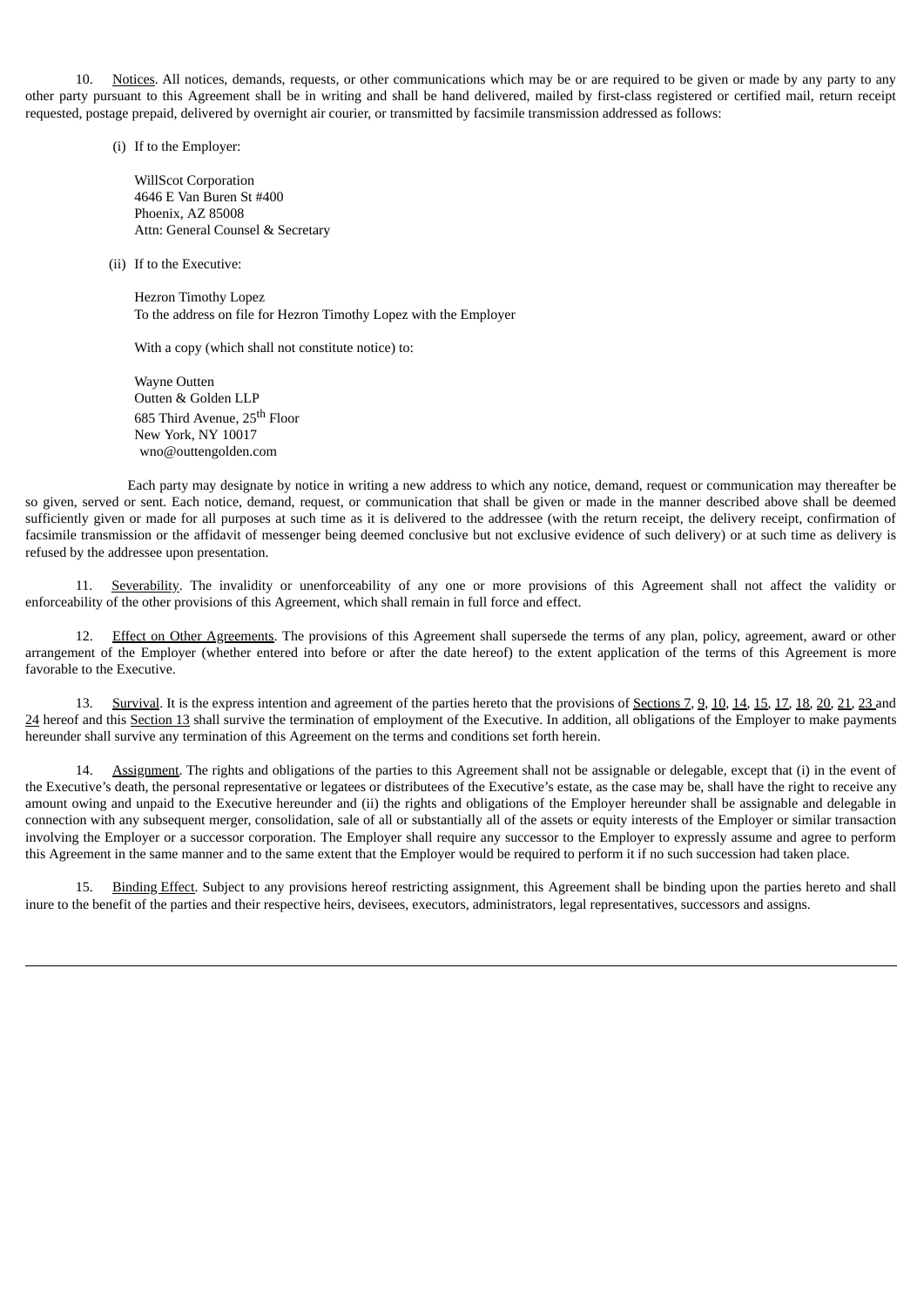10. Notices. All notices, demands, requests, or other communications which may be or are required to be given or made by any party to any other party pursuant to this Agreement shall be in writing and shall be hand delivered, mailed by first-class registered or certified mail, return receipt requested, postage prepaid, delivered by overnight air courier, or transmitted by facsimile transmission addressed as follows:

(i) If to the Employer:

WillScot Corporation
4646 E Van Buren St #400
Phoenix, AZ 85008
Attn: General Counsel & Secretary

(ii) If to the Executive:

Hezron Timothy Lopez
To the address on file for Hezron Timothy Lopez with the Employer

With a copy (which shall not constitute notice) to:

Wayne Outten
Outten & Golden LLP
685 Third Avenue, 25th Floor
New York, NY 10017
wno@outtengolden.com

Each party may designate by notice in writing a new address to which any notice, demand, request or communication may thereafter be so given, served or sent. Each notice, demand, request, or communication that shall be given or made in the manner described above shall be deemed sufficiently given or made for all purposes at such time as it is delivered to the addressee (with the return receipt, the delivery receipt, confirmation of facsimile transmission or the affidavit of messenger being deemed conclusive but not exclusive evidence of such delivery) or at such time as delivery is refused by the addressee upon presentation.

11. Severability. The invalidity or unenforceability of any one or more provisions of this Agreement shall not affect the validity or enforceability of the other provisions of this Agreement, which shall remain in full force and effect.

12. Effect on Other Agreements. The provisions of this Agreement shall supersede the terms of any plan, policy, agreement, award or other arrangement of the Employer (whether entered into before or after the date hereof) to the extent application of the terms of this Agreement is more favorable to the Executive.

13. Survival. It is the express intention and agreement of the parties hereto that the provisions of Sections 7, 9, 10, 14, 15, 17, 18, 20, 21, 23 and 24 hereof and this Section 13 shall survive the termination of employment of the Executive. In addition, all obligations of the Employer to make payments hereunder shall survive any termination of this Agreement on the terms and conditions set forth herein.

14. Assignment. The rights and obligations of the parties to this Agreement shall not be assignable or delegable, except that (i) in the event of the Executive's death, the personal representative or legatees or distributees of the Executive's estate, as the case may be, shall have the right to receive any amount owing and unpaid to the Executive hereunder and (ii) the rights and obligations of the Employer hereunder shall be assignable and delegable in connection with any subsequent merger, consolidation, sale of all or substantially all of the assets or equity interests of the Employer or similar transaction involving the Employer or a successor corporation. The Employer shall require any successor to the Employer to expressly assume and agree to perform this Agreement in the same manner and to the same extent that the Employer would be required to perform it if no such succession had taken place.

15. Binding Effect. Subject to any provisions hereof restricting assignment, this Agreement shall be binding upon the parties hereto and shall inure to the benefit of the parties and their respective heirs, devisees, executors, administrators, legal representatives, successors and assigns.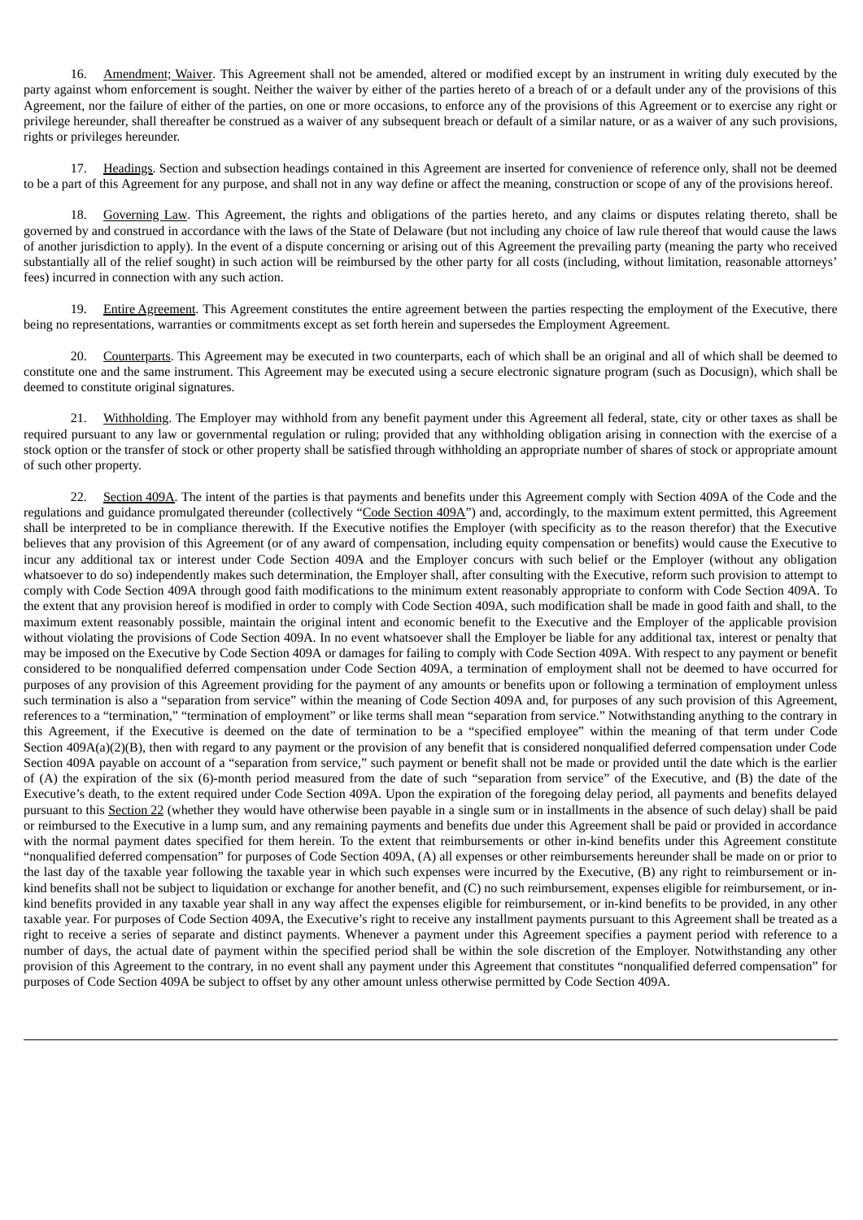16. Amendment; Waiver. This Agreement shall not be amended, altered or modified except by an instrument in writing duly executed by the party against whom enforcement is sought. Neither the waiver by either of the parties hereto of a breach of or a default under any of the provisions of this Agreement, nor the failure of either of the parties, on one or more occasions, to enforce any of the provisions of this Agreement or to exercise any right or privilege hereunder, shall thereafter be construed as a waiver of any subsequent breach or default of a similar nature, or as a waiver of any such provisions, rights or privileges hereunder.

17. Headings. Section and subsection headings contained in this Agreement are inserted for convenience of reference only, shall not be deemed to be a part of this Agreement for any purpose, and shall not in any way define or affect the meaning, construction or scope of any of the provisions hereof.

18. Governing Law. This Agreement, the rights and obligations of the parties hereto, and any claims or disputes relating thereto, shall be governed by and construed in accordance with the laws of the State of Delaware (but not including any choice of law rule thereof that would cause the laws of another jurisdiction to apply). In the event of a dispute concerning or arising out of this Agreement the prevailing party (meaning the party who received substantially all of the relief sought) in such action will be reimbursed by the other party for all costs (including, without limitation, reasonable attorneys' fees) incurred in connection with any such action.

19. Entire Agreement. This Agreement constitutes the entire agreement between the parties respecting the employment of the Executive, there being no representations, warranties or commitments except as set forth herein and supersedes the Employment Agreement.

20. Counterparts. This Agreement may be executed in two counterparts, each of which shall be an original and all of which shall be deemed to constitute one and the same instrument. This Agreement may be executed using a secure electronic signature program (such as Docusign), which shall be deemed to constitute original signatures.

21. Withholding. The Employer may withhold from any benefit payment under this Agreement all federal, state, city or other taxes as shall be required pursuant to any law or governmental regulation or ruling; provided that any withholding obligation arising in connection with the exercise of a stock option or the transfer of stock or other property shall be satisfied through withholding an appropriate number of shares of stock or appropriate amount of such other property.

22. Section 409A. The intent of the parties is that payments and benefits under this Agreement comply with Section 409A of the Code and the regulations and guidance promulgated thereunder (collectively "Code Section 409A") and, accordingly, to the maximum extent permitted, this Agreement shall be interpreted to be in compliance therewith. If the Executive notifies the Employer (with specificity as to the reason therefor) that the Executive believes that any provision of this Agreement (or of any award of compensation, including equity compensation or benefits) would cause the Executive to incur any additional tax or interest under Code Section 409A and the Employer concurs with such belief or the Employer (without any obligation whatsoever to do so) independently makes such determination, the Employer shall, after consulting with the Executive, reform such provision to attempt to comply with Code Section 409A through good faith modifications to the minimum extent reasonably appropriate to conform with Code Section 409A. To the extent that any provision hereof is modified in order to comply with Code Section 409A, such modification shall be made in good faith and shall, to the maximum extent reasonably possible, maintain the original intent and economic benefit to the Executive and the Employer of the applicable provision without violating the provisions of Code Section 409A. In no event whatsoever shall the Employer be liable for any additional tax, interest or penalty that may be imposed on the Executive by Code Section 409A or damages for failing to comply with Code Section 409A. With respect to any payment or benefit considered to be nonqualified deferred compensation under Code Section 409A, a termination of employment shall not be deemed to have occurred for purposes of any provision of this Agreement providing for the payment of any amounts or benefits upon or following a termination of employment unless such termination is also a "separation from service" within the meaning of Code Section 409A and, for purposes of any such provision of this Agreement, references to a "termination," "termination of employment" or like terms shall mean "separation from service." Notwithstanding anything to the contrary in this Agreement, if the Executive is deemed on the date of termination to be a "specified employee" within the meaning of that term under Code Section 409A(a)(2)(B), then with regard to any payment or the provision of any benefit that is considered nonqualified deferred compensation under Code Section 409A payable on account of a "separation from service," such payment or benefit shall not be made or provided until the date which is the earlier of (A) the expiration of the six (6)-month period measured from the date of such "separation from service" of the Executive, and (B) the date of the Executive's death, to the extent required under Code Section 409A. Upon the expiration of the foregoing delay period, all payments and benefits delayed pursuant to this Section 22 (whether they would have otherwise been payable in a single sum or in installments in the absence of such delay) shall be paid or reimbursed to the Executive in a lump sum, and any remaining payments and benefits due under this Agreement shall be paid or provided in accordance with the normal payment dates specified for them herein. To the extent that reimbursements or other in-kind benefits under this Agreement constitute "nonqualified deferred compensation" for purposes of Code Section 409A, (A) all expenses or other reimbursements hereunder shall be made on or prior to the last day of the taxable year following the taxable year in which such expenses were incurred by the Executive, (B) any right to reimbursement or in-kind benefits shall not be subject to liquidation or exchange for another benefit, and (C) no such reimbursement, expenses eligible for reimbursement, or in-kind benefits provided in any taxable year shall in any way affect the expenses eligible for reimbursement, or in-kind benefits to be provided, in any other taxable year. For purposes of Code Section 409A, the Executive's right to receive any installment payments pursuant to this Agreement shall be treated as a right to receive a series of separate and distinct payments. Whenever a payment under this Agreement specifies a payment period with reference to a number of days, the actual date of payment within the specified period shall be within the sole discretion of the Employer. Notwithstanding any other provision of this Agreement to the contrary, in no event shall any payment under this Agreement that constitutes "nonqualified deferred compensation" for purposes of Code Section 409A be subject to offset by any other amount unless otherwise permitted by Code Section 409A.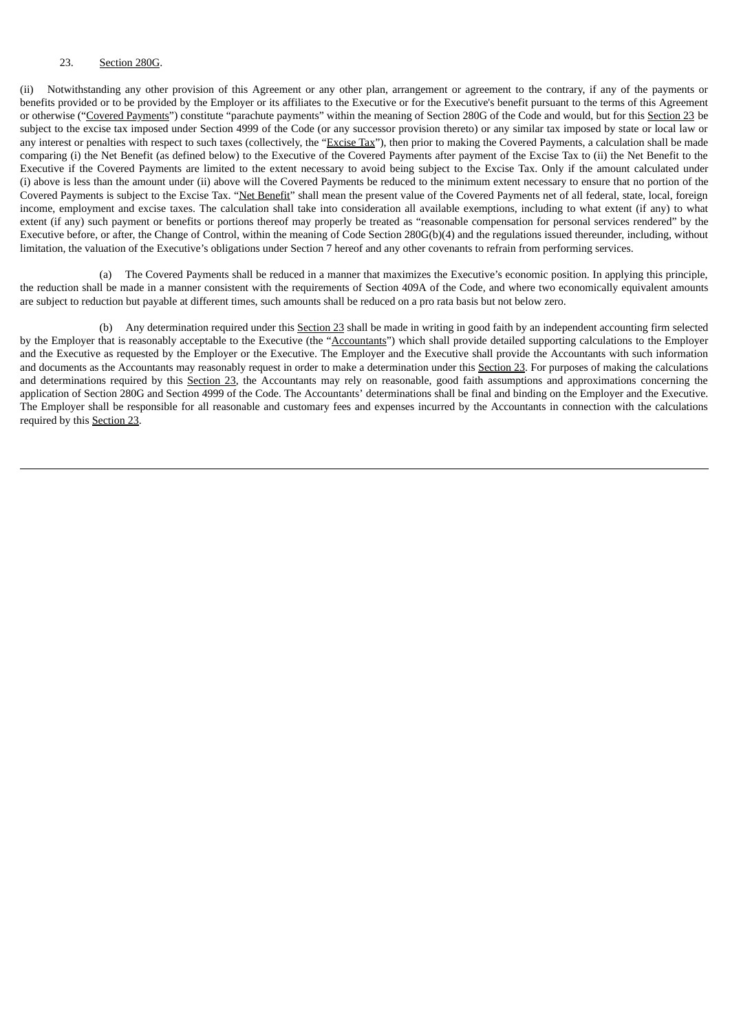23. Section 280G.

(ii) Notwithstanding any other provision of this Agreement or any other plan, arrangement or agreement to the contrary, if any of the payments or benefits provided or to be provided by the Employer or its affiliates to the Executive or for the Executive's benefit pursuant to the terms of this Agreement or otherwise ("Covered Payments") constitute "parachute payments" within the meaning of Section 280G of the Code and would, but for this Section 23 be subject to the excise tax imposed under Section 4999 of the Code (or any successor provision thereto) or any similar tax imposed by state or local law or any interest or penalties with respect to such taxes (collectively, the "Excise Tax"), then prior to making the Covered Payments, a calculation shall be made comparing (i) the Net Benefit (as defined below) to the Executive of the Covered Payments after payment of the Excise Tax to (ii) the Net Benefit to the Executive if the Covered Payments are limited to the extent necessary to avoid being subject to the Excise Tax. Only if the amount calculated under (i) above is less than the amount under (ii) above will the Covered Payments be reduced to the minimum extent necessary to ensure that no portion of the Covered Payments is subject to the Excise Tax. "Net Benefit" shall mean the present value of the Covered Payments net of all federal, state, local, foreign income, employment and excise taxes. The calculation shall take into consideration all available exemptions, including to what extent (if any) to what extent (if any) such payment or benefits or portions thereof may properly be treated as "reasonable compensation for personal services rendered" by the Executive before, or after, the Change of Control, within the meaning of Code Section 280G(b)(4) and the regulations issued thereunder, including, without limitation, the valuation of the Executive's obligations under Section 7 hereof and any other covenants to refrain from performing services.

(a) The Covered Payments shall be reduced in a manner that maximizes the Executive's economic position. In applying this principle, the reduction shall be made in a manner consistent with the requirements of Section 409A of the Code, and where two economically equivalent amounts are subject to reduction but payable at different times, such amounts shall be reduced on a pro rata basis but not below zero.

(b) Any determination required under this Section 23 shall be made in writing in good faith by an independent accounting firm selected by the Employer that is reasonably acceptable to the Executive (the "Accountants") which shall provide detailed supporting calculations to the Employer and the Executive as requested by the Employer or the Executive. The Employer and the Executive shall provide the Accountants with such information and documents as the Accountants may reasonably request in order to make a determination under this Section 23. For purposes of making the calculations and determinations required by this Section 23, the Accountants may rely on reasonable, good faith assumptions and approximations concerning the application of Section 280G and Section 4999 of the Code. The Accountants' determinations shall be final and binding on the Employer and the Executive. The Employer shall be responsible for all reasonable and customary fees and expenses incurred by the Accountants in connection with the calculations required by this Section 23.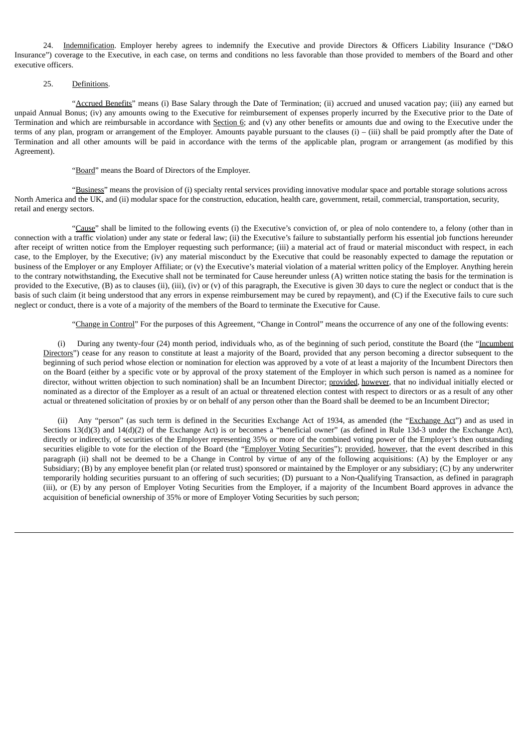24. Indemnification. Employer hereby agrees to indemnify the Executive and provide Directors & Officers Liability Insurance ("D&O Insurance") coverage to the Executive, in each case, on terms and conditions no less favorable than those provided to members of the Board and other executive officers.

25. Definitions.

"Accrued Benefits" means (i) Base Salary through the Date of Termination; (ii) accrued and unused vacation pay; (iii) any earned but unpaid Annual Bonus; (iv) any amounts owing to the Executive for reimbursement of expenses properly incurred by the Executive prior to the Date of Termination and which are reimbursable in accordance with Section 6; and (v) any other benefits or amounts due and owing to the Executive under the terms of any plan, program or arrangement of the Employer. Amounts payable pursuant to the clauses (i) – (iii) shall be paid promptly after the Date of Termination and all other amounts will be paid in accordance with the terms of the applicable plan, program or arrangement (as modified by this Agreement).

"Board" means the Board of Directors of the Employer.

"Business" means the provision of (i) specialty rental services providing innovative modular space and portable storage solutions across North America and the UK, and (ii) modular space for the construction, education, health care, government, retail, commercial, transportation, security, retail and energy sectors.

"Cause" shall be limited to the following events (i) the Executive's conviction of, or plea of nolo contendere to, a felony (other than in connection with a traffic violation) under any state or federal law; (ii) the Executive's failure to substantially perform his essential job functions hereunder after receipt of written notice from the Employer requesting such performance; (iii) a material act of fraud or material misconduct with respect, in each case, to the Employer, by the Executive; (iv) any material misconduct by the Executive that could be reasonably expected to damage the reputation or business of the Employer or any Employer Affiliate; or (v) the Executive's material violation of a material written policy of the Employer. Anything herein to the contrary notwithstanding, the Executive shall not be terminated for Cause hereunder unless (A) written notice stating the basis for the termination is provided to the Executive, (B) as to clauses (ii), (iii), (iv) or (v) of this paragraph, the Executive is given 30 days to cure the neglect or conduct that is the basis of such claim (it being understood that any errors in expense reimbursement may be cured by repayment), and (C) if the Executive fails to cure such neglect or conduct, there is a vote of a majority of the members of the Board to terminate the Executive for Cause.

"Change in Control" For the purposes of this Agreement, "Change in Control" means the occurrence of any one of the following events:

(i) During any twenty-four (24) month period, individuals who, as of the beginning of such period, constitute the Board (the "Incumbent Directors") cease for any reason to constitute at least a majority of the Board, provided that any person becoming a director subsequent to the beginning of such period whose election or nomination for election was approved by a vote of at least a majority of the Incumbent Directors then on the Board (either by a specific vote or by approval of the proxy statement of the Employer in which such person is named as a nominee for director, without written objection to such nomination) shall be an Incumbent Director; provided, however, that no individual initially elected or nominated as a director of the Employer as a result of an actual or threatened election contest with respect to directors or as a result of any other actual or threatened solicitation of proxies by or on behalf of any person other than the Board shall be deemed to be an Incumbent Director;

(ii) Any "person" (as such term is defined in the Securities Exchange Act of 1934, as amended (the "Exchange Act") and as used in Sections 13(d)(3) and 14(d)(2) of the Exchange Act) is or becomes a "beneficial owner" (as defined in Rule 13d-3 under the Exchange Act), directly or indirectly, of securities of the Employer representing 35% or more of the combined voting power of the Employer's then outstanding securities eligible to vote for the election of the Board (the "Employer Voting Securities"); provided, however, that the event described in this paragraph (ii) shall not be deemed to be a Change in Control by virtue of any of the following acquisitions: (A) by the Employer or any Subsidiary; (B) by any employee benefit plan (or related trust) sponsored or maintained by the Employer or any subsidiary; (C) by any underwriter temporarily holding securities pursuant to an offering of such securities; (D) pursuant to a Non-Qualifying Transaction, as defined in paragraph (iii), or (E) by any person of Employer Voting Securities from the Employer, if a majority of the Incumbent Board approves in advance the acquisition of beneficial ownership of 35% or more of Employer Voting Securities by such person;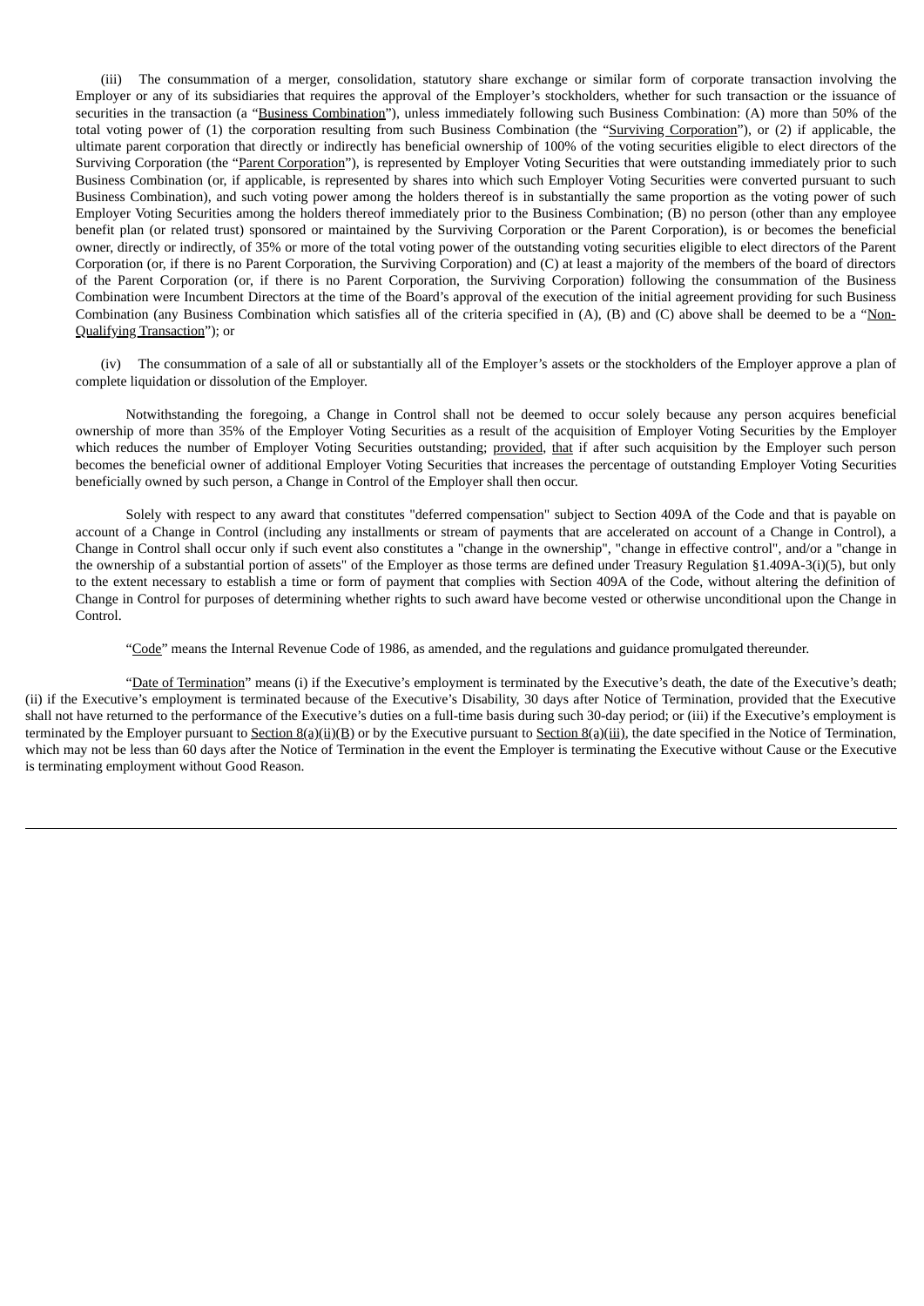(iii) The consummation of a merger, consolidation, statutory share exchange or similar form of corporate transaction involving the Employer or any of its subsidiaries that requires the approval of the Employer's stockholders, whether for such transaction or the issuance of securities in the transaction (a "Business Combination"), unless immediately following such Business Combination: (A) more than 50% of the total voting power of (1) the corporation resulting from such Business Combination (the "Surviving Corporation"), or (2) if applicable, the ultimate parent corporation that directly or indirectly has beneficial ownership of 100% of the voting securities eligible to elect directors of the Surviving Corporation (the "Parent Corporation"), is represented by Employer Voting Securities that were outstanding immediately prior to such Business Combination (or, if applicable, is represented by shares into which such Employer Voting Securities were converted pursuant to such Business Combination), and such voting power among the holders thereof is in substantially the same proportion as the voting power of such Employer Voting Securities among the holders thereof immediately prior to the Business Combination; (B) no person (other than any employee benefit plan (or related trust) sponsored or maintained by the Surviving Corporation or the Parent Corporation), is or becomes the beneficial owner, directly or indirectly, of 35% or more of the total voting power of the outstanding voting securities eligible to elect directors of the Parent Corporation (or, if there is no Parent Corporation, the Surviving Corporation) and (C) at least a majority of the members of the board of directors of the Parent Corporation (or, if there is no Parent Corporation, the Surviving Corporation) following the consummation of the Business Combination were Incumbent Directors at the time of the Board's approval of the execution of the initial agreement providing for such Business Combination (any Business Combination which satisfies all of the criteria specified in (A), (B) and (C) above shall be deemed to be a "Non-Qualifying Transaction"); or

(iv) The consummation of a sale of all or substantially all of the Employer's assets or the stockholders of the Employer approve a plan of complete liquidation or dissolution of the Employer.

Notwithstanding the foregoing, a Change in Control shall not be deemed to occur solely because any person acquires beneficial ownership of more than 35% of the Employer Voting Securities as a result of the acquisition of Employer Voting Securities by the Employer which reduces the number of Employer Voting Securities outstanding; provided, that if after such acquisition by the Employer such person becomes the beneficial owner of additional Employer Voting Securities that increases the percentage of outstanding Employer Voting Securities beneficially owned by such person, a Change in Control of the Employer shall then occur.

Solely with respect to any award that constitutes "deferred compensation" subject to Section 409A of the Code and that is payable on account of a Change in Control (including any installments or stream of payments that are accelerated on account of a Change in Control), a Change in Control shall occur only if such event also constitutes a "change in the ownership", "change in effective control", and/or a "change in the ownership of a substantial portion of assets" of the Employer as those terms are defined under Treasury Regulation §1.409A-3(i)(5), but only to the extent necessary to establish a time or form of payment that complies with Section 409A of the Code, without altering the definition of Change in Control for purposes of determining whether rights to such award have become vested or otherwise unconditional upon the Change in Control.

"Code" means the Internal Revenue Code of 1986, as amended, and the regulations and guidance promulgated thereunder.

"Date of Termination" means (i) if the Executive's employment is terminated by the Executive's death, the date of the Executive's death; (ii) if the Executive's employment is terminated because of the Executive's Disability, 30 days after Notice of Termination, provided that the Executive shall not have returned to the performance of the Executive's duties on a full-time basis during such 30-day period; or (iii) if the Executive's employment is terminated by the Employer pursuant to Section 8(a)(ii)(B) or by the Executive pursuant to Section 8(a)(iii), the date specified in the Notice of Termination, which may not be less than 60 days after the Notice of Termination in the event the Employer is terminating the Executive without Cause or the Executive is terminating employment without Good Reason.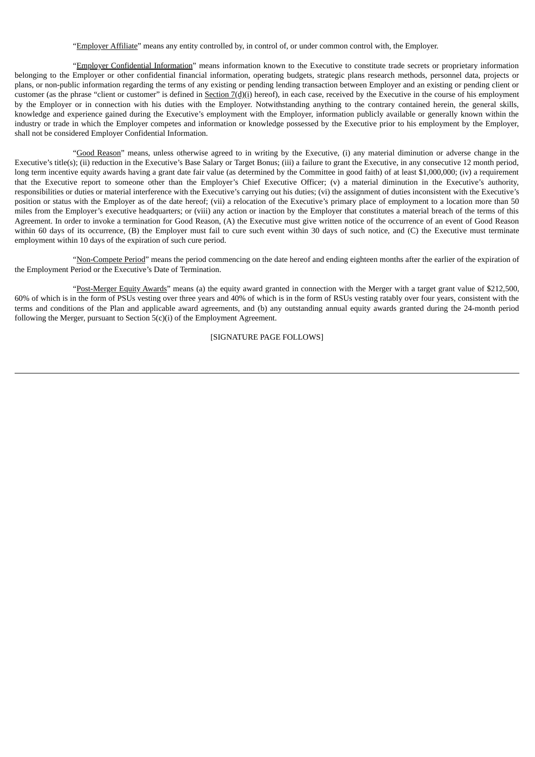"Employer Affiliate" means any entity controlled by, in control of, or under common control with, the Employer.

"Employer Confidential Information" means information known to the Executive to constitute trade secrets or proprietary information belonging to the Employer or other confidential financial information, operating budgets, strategic plans research methods, personnel data, projects or plans, or non-public information regarding the terms of any existing or pending lending transaction between Employer and an existing or pending client or customer (as the phrase "client or customer" is defined in Section 7(d)(i) hereof), in each case, received by the Executive in the course of his employment by the Employer or in connection with his duties with the Employer. Notwithstanding anything to the contrary contained herein, the general skills, knowledge and experience gained during the Executive's employment with the Employer, information publicly available or generally known within the industry or trade in which the Employer competes and information or knowledge possessed by the Executive prior to his employment by the Employer, shall not be considered Employer Confidential Information.

"Good Reason" means, unless otherwise agreed to in writing by the Executive, (i) any material diminution or adverse change in the Executive's title(s); (ii) reduction in the Executive's Base Salary or Target Bonus; (iii) a failure to grant the Executive, in any consecutive 12 month period, long term incentive equity awards having a grant date fair value (as determined by the Committee in good faith) of at least $1,000,000; (iv) a requirement that the Executive report to someone other than the Employer's Chief Executive Officer; (v) a material diminution in the Executive's authority, responsibilities or duties or material interference with the Executive's carrying out his duties; (vi) the assignment of duties inconsistent with the Executive's position or status with the Employer as of the date hereof; (vii) a relocation of the Executive's primary place of employment to a location more than 50 miles from the Employer's executive headquarters; or (viii) any action or inaction by the Employer that constitutes a material breach of the terms of this Agreement. In order to invoke a termination for Good Reason, (A) the Executive must give written notice of the occurrence of an event of Good Reason within 60 days of its occurrence, (B) the Employer must fail to cure such event within 30 days of such notice, and (C) the Executive must terminate employment within 10 days of the expiration of such cure period.

"Non-Compete Period" means the period commencing on the date hereof and ending eighteen months after the earlier of the expiration of the Employment Period or the Executive's Date of Termination.

"Post-Merger Equity Awards" means (a) the equity award granted in connection with the Merger with a target grant value of $212,500, 60% of which is in the form of PSUs vesting over three years and 40% of which is in the form of RSUs vesting ratably over four years, consistent with the terms and conditions of the Plan and applicable award agreements, and (b) any outstanding annual equity awards granted during the 24-month period following the Merger, pursuant to Section 5(c)(i) of the Employment Agreement.

[SIGNATURE PAGE FOLLOWS]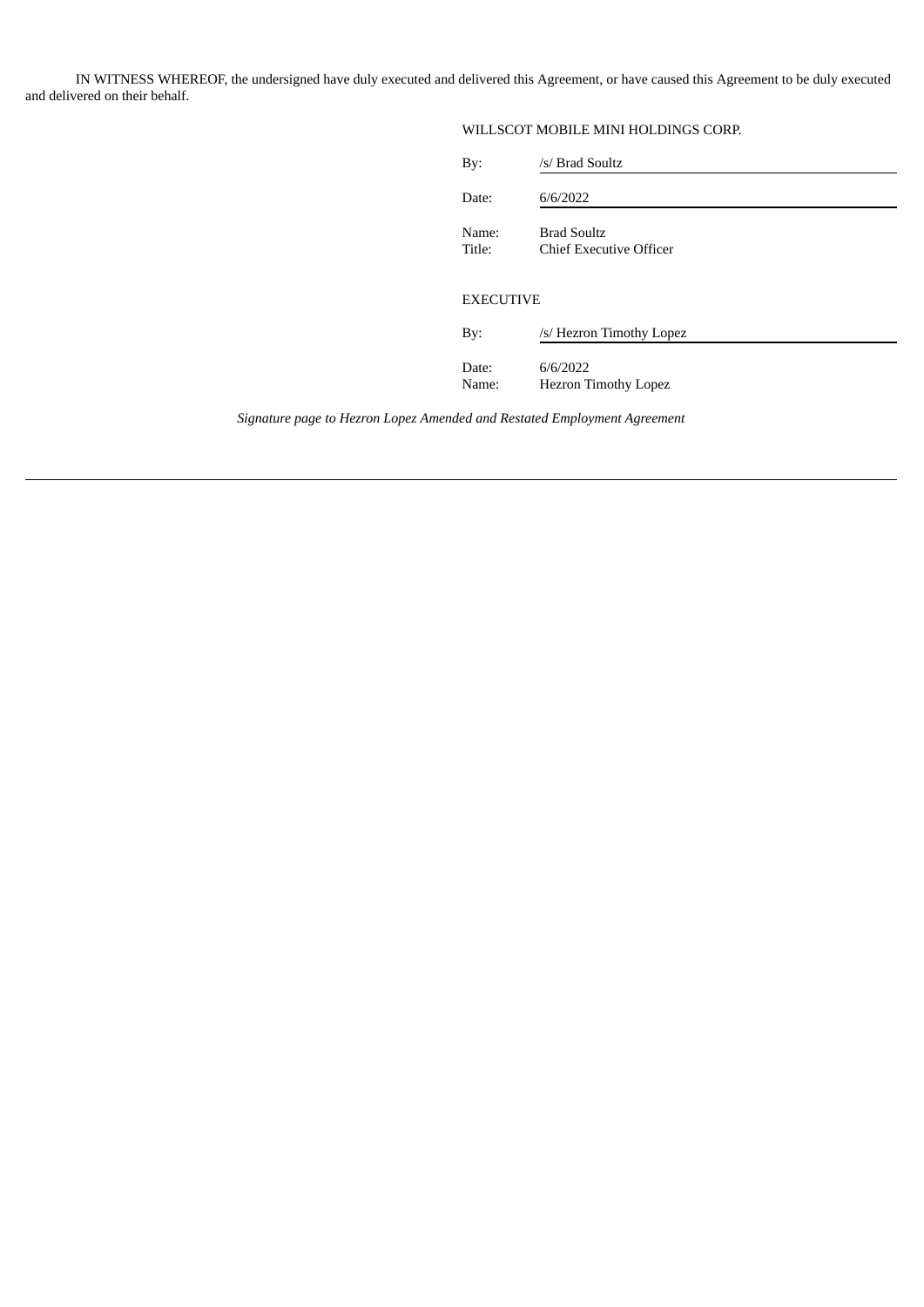IN WITNESS WHEREOF, the undersigned have duly executed and delivered this Agreement, or have caused this Agreement to be duly executed and delivered on their behalf.

WILLSCOT MOBILE MINI HOLDINGS CORP.

By: /s/ Brad Soultz

Date: 6/6/2022

Name: Brad Soultz
Title: Chief Executive Officer

EXECUTIVE

By: /s/ Hezron Timothy Lopez

Date: 6/6/2022
Name: Hezron Timothy Lopez

*Signature page to Hezron Lopez Amended and Restated Employment Agreement*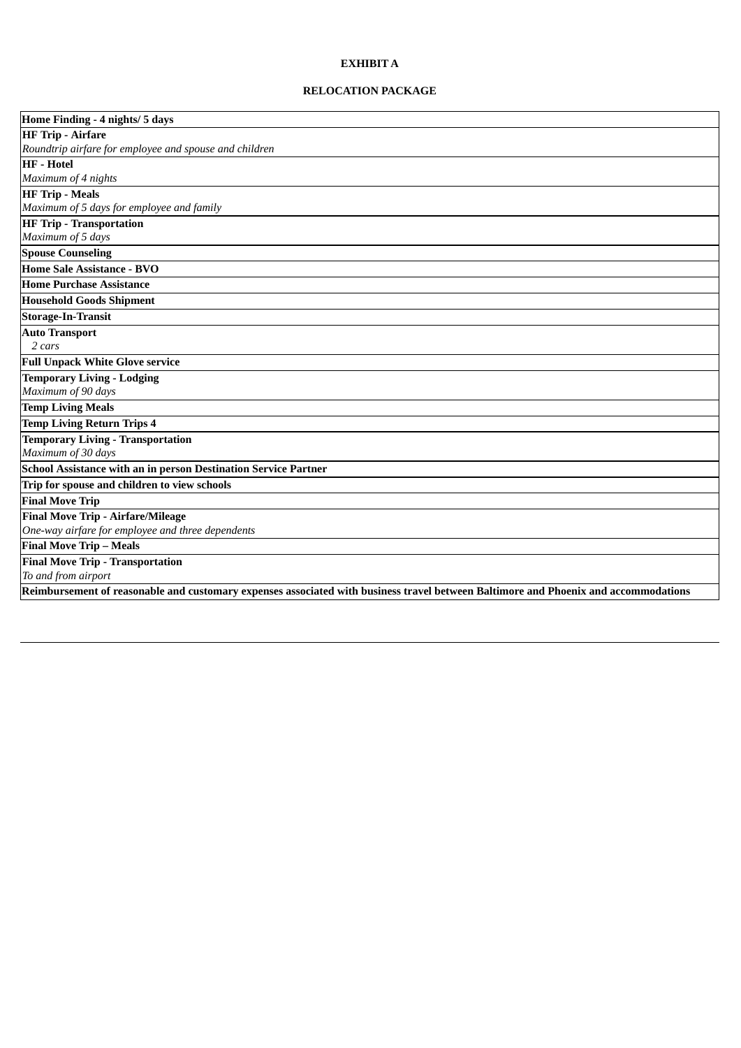**EXHIBIT A**

**RELOCATION PACKAGE**

| **Home Finding - 4 nights/ 5 days** |
|---|
| **HF Trip - Airfare**<br>*Roundtrip airfare for employee and spouse and children* |
| **HF - Hotel**<br>*Maximum of 4 nights* |
| **HF Trip - Meals**<br>*Maximum of 5 days for employee and family* |
| **HF Trip - Transportation**<br>*Maximum of 5 days* |
| **Spouse Counseling** |
| **Home Sale Assistance - BVO** |
| **Home Purchase Assistance** |
| **Household Goods Shipment** |
| **Storage-In-Transit** |
| **Auto Transport**<br>*2 cars* |
| **Full Unpack White Glove service** |
| **Temporary Living - Lodging**<br>*Maximum of 90 days* |
| **Temp Living Meals** |
| **Temp Living Return Trips 4** |
| **Temporary Living - Transportation**<br>*Maximum of 30 days* |
| **School Assistance with an in person Destination Service Partner** |
| **Trip for spouse and children to view schools** |
| **Final Move Trip** |
| **Final Move Trip - Airfare/Mileage**<br>*One-way airfare for employee and three dependents* |
| **Final Move Trip – Meals** |
| **Final Move Trip - Transportation**<br>*To and from airport* |
| **Reimbursement of reasonable and customary expenses associated with business travel between Baltimore and Phoenix and accommodations** |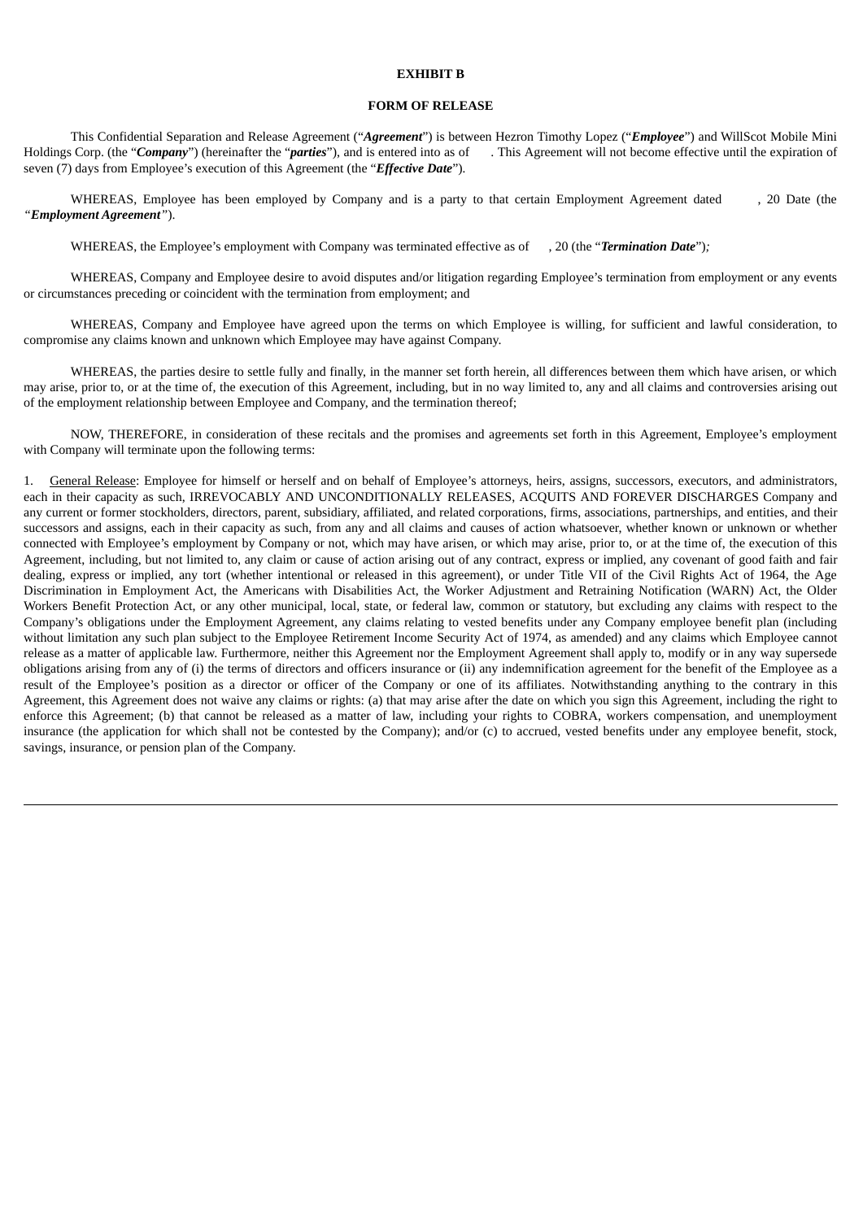**EXHIBIT B**

**FORM OF RELEASE**

This Confidential Separation and Release Agreement ("***Agreement***") is between Hezron Timothy Lopez ("***Employee***") and WillScot Mobile Mini Holdings Corp. (the "***Company***") (hereinafter the "***parties***"), and is entered into as of . This Agreement will not become effective until the expiration of seven (7) days from Employee's execution of this Agreement (the "***Effective Date***").

WHEREAS, Employee has been employed by Company and is a party to that certain Employment Agreement dated , 20 Date (the *"**Employment Agreement**"*).

WHEREAS, the Employee's employment with Company was terminated effective as of , 20 (the "***Termination Date***")*;*

WHEREAS, Company and Employee desire to avoid disputes and/or litigation regarding Employee's termination from employment or any events or circumstances preceding or coincident with the termination from employment; and

WHEREAS, Company and Employee have agreed upon the terms on which Employee is willing, for sufficient and lawful consideration, to compromise any claims known and unknown which Employee may have against Company.

WHEREAS, the parties desire to settle fully and finally, in the manner set forth herein, all differences between them which have arisen, or which may arise, prior to, or at the time of, the execution of this Agreement, including, but in no way limited to, any and all claims and controversies arising out of the employment relationship between Employee and Company, and the termination thereof;

NOW, THEREFORE, in consideration of these recitals and the promises and agreements set forth in this Agreement, Employee's employment with Company will terminate upon the following terms:

1. General Release: Employee for himself or herself and on behalf of Employee's attorneys, heirs, assigns, successors, executors, and administrators, each in their capacity as such, IRREVOCABLY AND UNCONDITIONALLY RELEASES, ACQUITS AND FOREVER DISCHARGES Company and any current or former stockholders, directors, parent, subsidiary, affiliated, and related corporations, firms, associations, partnerships, and entities, and their successors and assigns, each in their capacity as such, from any and all claims and causes of action whatsoever, whether known or unknown or whether connected with Employee's employment by Company or not, which may have arisen, or which may arise, prior to, or at the time of, the execution of this Agreement, including, but not limited to, any claim or cause of action arising out of any contract, express or implied, any covenant of good faith and fair dealing, express or implied, any tort (whether intentional or released in this agreement), or under Title VII of the Civil Rights Act of 1964, the Age Discrimination in Employment Act, the Americans with Disabilities Act, the Worker Adjustment and Retraining Notification (WARN) Act, the Older Workers Benefit Protection Act, or any other municipal, local, state, or federal law, common or statutory, but excluding any claims with respect to the Company's obligations under the Employment Agreement, any claims relating to vested benefits under any Company employee benefit plan (including without limitation any such plan subject to the Employee Retirement Income Security Act of 1974, as amended) and any claims which Employee cannot release as a matter of applicable law. Furthermore, neither this Agreement nor the Employment Agreement shall apply to, modify or in any way supersede obligations arising from any of (i) the terms of directors and officers insurance or (ii) any indemnification agreement for the benefit of the Employee as a result of the Employee's position as a director or officer of the Company or one of its affiliates. Notwithstanding anything to the contrary in this Agreement, this Agreement does not waive any claims or rights: (a) that may arise after the date on which you sign this Agreement, including the right to enforce this Agreement; (b) that cannot be released as a matter of law, including your rights to COBRA, workers compensation, and unemployment insurance (the application for which shall not be contested by the Company); and/or (c) to accrued, vested benefits under any employee benefit, stock, savings, insurance, or pension plan of the Company.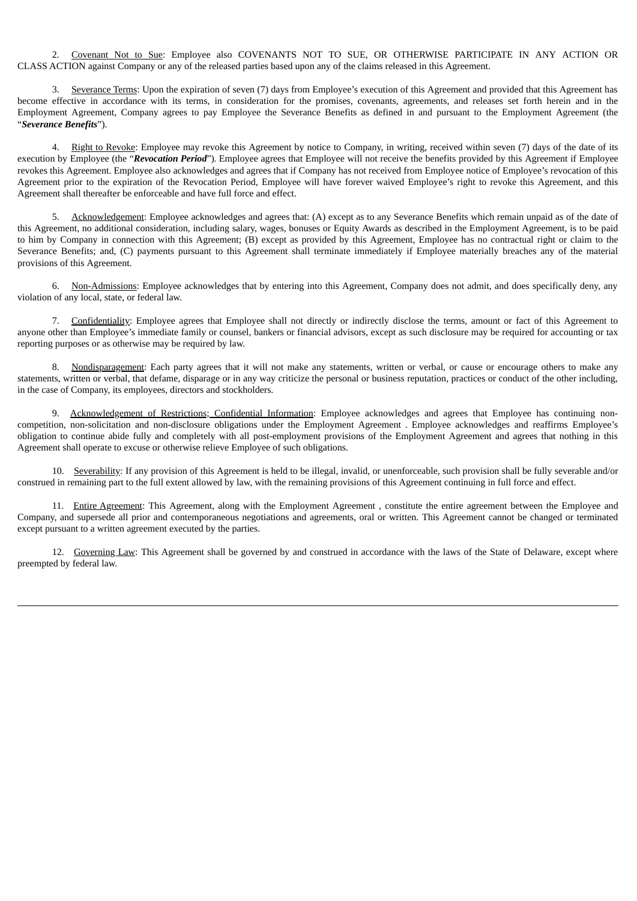2. Covenant Not to Sue: Employee also COVENANTS NOT TO SUE, OR OTHERWISE PARTICIPATE IN ANY ACTION OR CLASS ACTION against Company or any of the released parties based upon any of the claims released in this Agreement.

3. Severance Terms: Upon the expiration of seven (7) days from Employee's execution of this Agreement and provided that this Agreement has become effective in accordance with its terms, in consideration for the promises, covenants, agreements, and releases set forth herein and in the Employment Agreement, Company agrees to pay Employee the Severance Benefits as defined in and pursuant to the Employment Agreement (the "***Severance Benefits***").

4. Right to Revoke: Employee may revoke this Agreement by notice to Company, in writing, received within seven (7) days of the date of its execution by Employee (the "***Revocation Period***"). Employee agrees that Employee will not receive the benefits provided by this Agreement if Employee revokes this Agreement. Employee also acknowledges and agrees that if Company has not received from Employee notice of Employee's revocation of this Agreement prior to the expiration of the Revocation Period, Employee will have forever waived Employee's right to revoke this Agreement, and this Agreement shall thereafter be enforceable and have full force and effect.

5. Acknowledgement: Employee acknowledges and agrees that: (A) except as to any Severance Benefits which remain unpaid as of the date of this Agreement, no additional consideration, including salary, wages, bonuses or Equity Awards as described in the Employment Agreement, is to be paid to him by Company in connection with this Agreement; (B) except as provided by this Agreement, Employee has no contractual right or claim to the Severance Benefits; and, (C) payments pursuant to this Agreement shall terminate immediately if Employee materially breaches any of the material provisions of this Agreement.

6. Non-Admissions: Employee acknowledges that by entering into this Agreement, Company does not admit, and does specifically deny, any violation of any local, state, or federal law.

7. Confidentiality: Employee agrees that Employee shall not directly or indirectly disclose the terms, amount or fact of this Agreement to anyone other than Employee's immediate family or counsel, bankers or financial advisors, except as such disclosure may be required for accounting or tax reporting purposes or as otherwise may be required by law.

8. Nondisparagement: Each party agrees that it will not make any statements, written or verbal, or cause or encourage others to make any statements, written or verbal, that defame, disparage or in any way criticize the personal or business reputation, practices or conduct of the other including, in the case of Company, its employees, directors and stockholders.

9. Acknowledgement of Restrictions; Confidential Information: Employee acknowledges and agrees that Employee has continuing non-competition, non-solicitation and non-disclosure obligations under the Employment Agreement . Employee acknowledges and reaffirms Employee's obligation to continue abide fully and completely with all post-employment provisions of the Employment Agreement and agrees that nothing in this Agreement shall operate to excuse or otherwise relieve Employee of such obligations.

10. Severability: If any provision of this Agreement is held to be illegal, invalid, or unenforceable, such provision shall be fully severable and/or construed in remaining part to the full extent allowed by law, with the remaining provisions of this Agreement continuing in full force and effect.

11. Entire Agreement: This Agreement, along with the Employment Agreement , constitute the entire agreement between the Employee and Company, and supersede all prior and contemporaneous negotiations and agreements, oral or written. This Agreement cannot be changed or terminated except pursuant to a written agreement executed by the parties.

12. Governing Law: This Agreement shall be governed by and construed in accordance with the laws of the State of Delaware, except where preempted by federal law.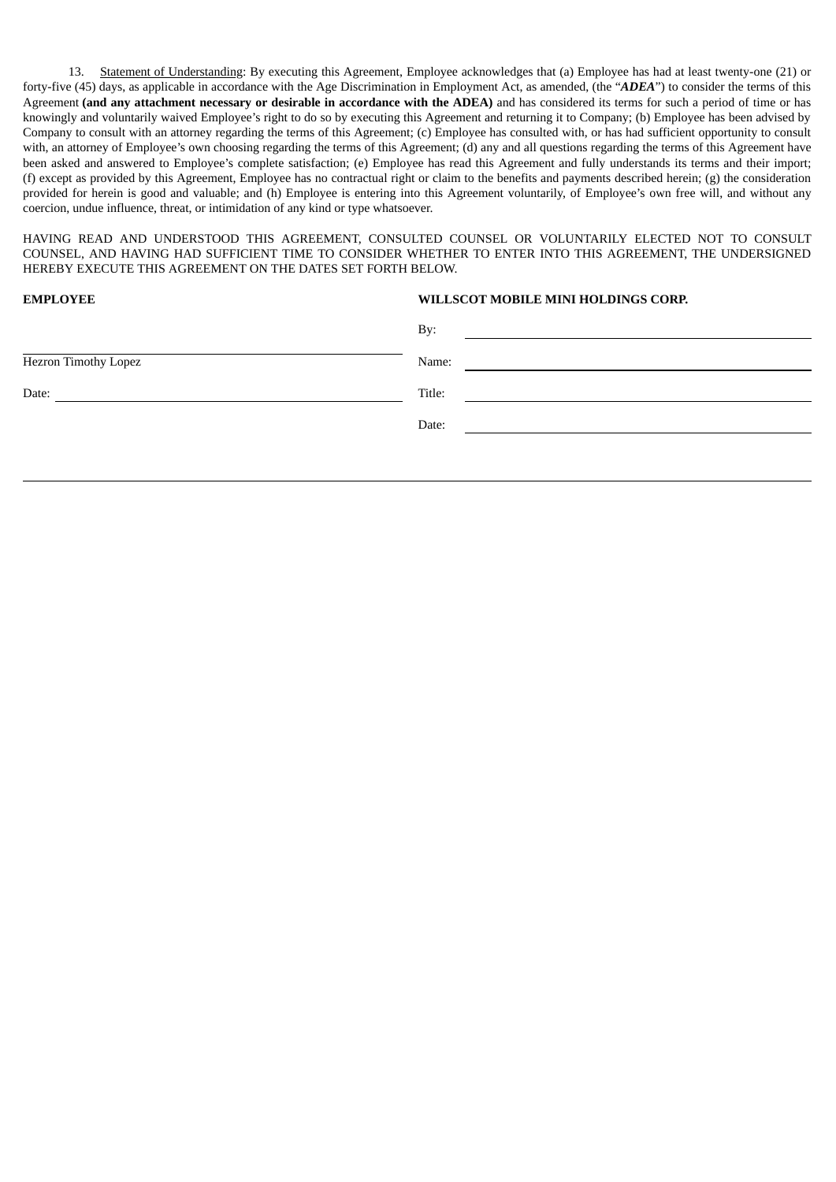13. Statement of Understanding: By executing this Agreement, Employee acknowledges that (a) Employee has had at least twenty-one (21) or forty-five (45) days, as applicable in accordance with the Age Discrimination in Employment Act, as amended, (the "***ADEA***") to consider the terms of this Agreement **(and any attachment necessary or desirable in accordance with the ADEA)** and has considered its terms for such a period of time or has knowingly and voluntarily waived Employee's right to do so by executing this Agreement and returning it to Company; (b) Employee has been advised by Company to consult with an attorney regarding the terms of this Agreement; (c) Employee has consulted with, or has had sufficient opportunity to consult with, an attorney of Employee's own choosing regarding the terms of this Agreement; (d) any and all questions regarding the terms of this Agreement have been asked and answered to Employee's complete satisfaction; (e) Employee has read this Agreement and fully understands its terms and their import; (f) except as provided by this Agreement, Employee has no contractual right or claim to the benefits and payments described herein; (g) the consideration provided for herein is good and valuable; and (h) Employee is entering into this Agreement voluntarily, of Employee's own free will, and without any coercion, undue influence, threat, or intimidation of any kind or type whatsoever.

HAVING READ AND UNDERSTOOD THIS AGREEMENT, CONSULTED COUNSEL OR VOLUNTARILY ELECTED NOT TO CONSULT COUNSEL, AND HAVING HAD SUFFICIENT TIME TO CONSIDER WHETHER TO ENTER INTO THIS AGREEMENT, THE UNDERSIGNED HEREBY EXECUTE THIS AGREEMENT ON THE DATES SET FORTH BELOW.

| **EMPLOYEE** | **WILLSCOT MOBILE MINI HOLDINGS CORP.** |
|---|---|
| | By: \_\_\_\_\_\_\_\_\_\_\_\_\_\_\_\_\_\_\_\_ |
| \_\_\_\_\_\_\_\_\_\_\_\_\_\_\_\_\_\_\_\_<br>Hezron Timothy Lopez | Name: \_\_\_\_\_\_\_\_\_\_\_\_\_\_\_\_\_\_\_\_ |
| Date: \_\_\_\_\_\_\_\_\_\_\_\_\_\_\_\_\_\_\_\_ | Title: \_\_\_\_\_\_\_\_\_\_\_\_\_\_\_\_\_\_\_\_ |
| | Date: \_\_\_\_\_\_\_\_\_\_\_\_\_\_\_\_\_\_\_\_ |